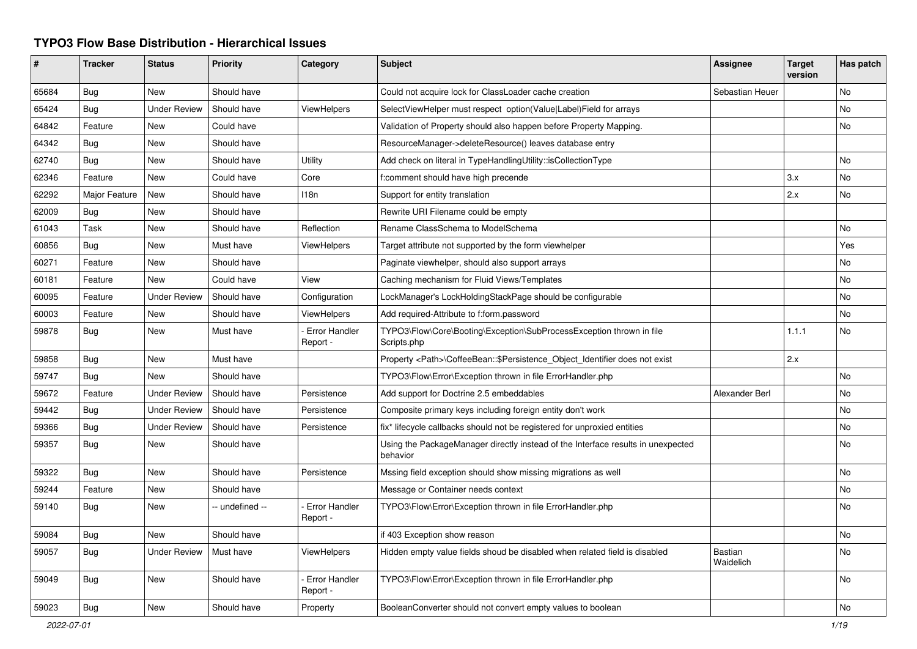# TYPO3 Flow Base Distribution - Hierarchical Issues

| # | Tracker | Status | Priority | Category | Subject | Assignee | Target version | Has patch |
|---|---|---|---|---|---|---|---|---|
| 65684 | Bug | New | Should have | | Could not acquire lock for ClassLoader cache creation | Sebastian Heuer | | No |
| 65424 | Bug | Under Review | Should have | ViewHelpers | SelectViewHelper must respect option(Value\|Label)Field for arrays | | | No |
| 64842 | Feature | New | Could have | | Validation of Property should also happen before Property Mapping. | | | No |
| 64342 | Bug | New | Should have | | ResourceManager->deleteResource() leaves database entry | | | |
| 62740 | Bug | New | Should have | Utility | Add check on literal in TypeHandlingUtility::isCollectionType | | | No |
| 62346 | Feature | New | Could have | Core | f:comment should have high precende | | 3.x | No |
| 62292 | Major Feature | New | Should have | I18n | Support for entity translation | | 2.x | No |
| 62009 | Bug | New | Should have | | Rewrite URI Filename could be empty | | | |
| 61043 | Task | New | Should have | Reflection | Rename ClassSchema to ModelSchema | | | No |
| 60856 | Bug | New | Must have | ViewHelpers | Target attribute not supported by the form viewhelper | | | Yes |
| 60271 | Feature | New | Should have | | Paginate viewhelper, should also support arrays | | | No |
| 60181 | Feature | New | Could have | View | Caching mechanism for Fluid Views/Templates | | | No |
| 60095 | Feature | Under Review | Should have | Configuration | LockManager's LockHoldingStackPage should be configurable | | | No |
| 60003 | Feature | New | Should have | ViewHelpers | Add required-Attribute to f:form.password | | | No |
| 59878 | Bug | New | Must have | - Error Handler Report - | TYPO3\Flow\Core\Booting\Exception\SubProcessException thrown in file Scripts.php | | 1.1.1 | No |
| 59858 | Bug | New | Must have | | Property <Path>\CoffeeBean::$Persistence_Object_Identifier does not exist | | 2.x | |
| 59747 | Bug | New | Should have | | TYPO3\Flow\Error\Exception thrown in file ErrorHandler.php | | | No |
| 59672 | Feature | Under Review | Should have | Persistence | Add support for Doctrine 2.5 embeddables | Alexander Berl | | No |
| 59442 | Bug | Under Review | Should have | Persistence | Composite primary keys including foreign entity don't work | | | No |
| 59366 | Bug | Under Review | Should have | Persistence | fix* lifecycle callbacks should not be registered for unproxied entities | | | No |
| 59357 | Bug | New | Should have | | Using the PackageManager directly instead of the Interface results in unexpected behavior | | | No |
| 59322 | Bug | New | Should have | Persistence | Mssing field exception should show missing migrations as well | | | No |
| 59244 | Feature | New | Should have | | Message or Container needs context | | | No |
| 59140 | Bug | New | -- undefined -- | - Error Handler Report - | TYPO3\Flow\Error\Exception thrown in file ErrorHandler.php | | | No |
| 59084 | Bug | New | Should have | | if 403 Exception show reason | | | No |
| 59057 | Bug | Under Review | Must have | ViewHelpers | Hidden empty value fields shoud be disabled when related field is disabled | Bastian Waidelich | | No |
| 59049 | Bug | New | Should have | - Error Handler Report - | TYPO3\Flow\Error\Exception thrown in file ErrorHandler.php | | | No |
| 59023 | Bug | New | Should have | Property | BooleanConverter should not convert empty values to boolean | | | No |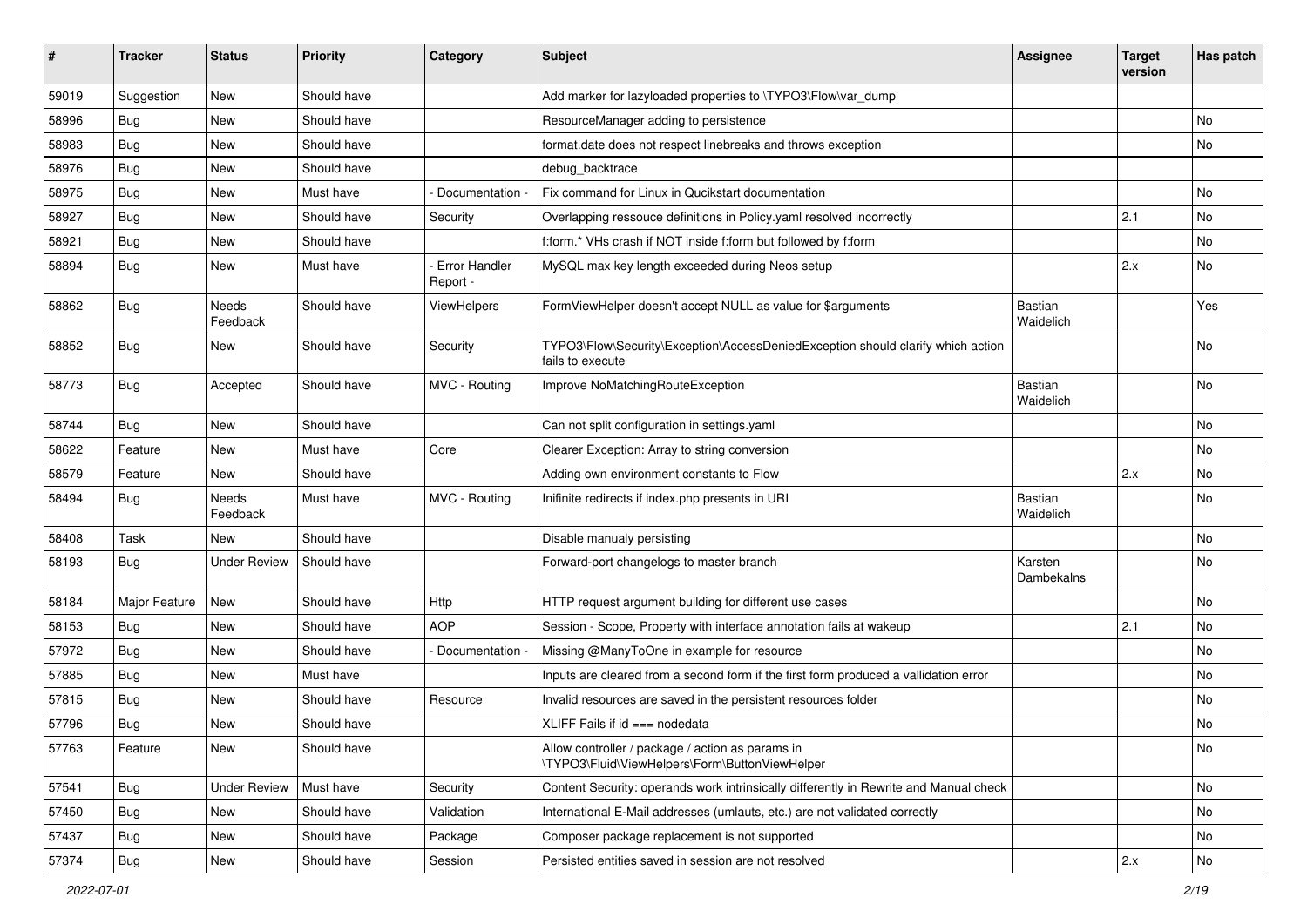| # | Tracker | Status | Priority | Category | Subject | Assignee | Target version | Has patch |
|---|---|---|---|---|---|---|---|---|
| 59019 | Suggestion | New | Should have | | Add marker for lazyloaded properties to \TYPO3\Flow\var_dump | | | |
| 58996 | Bug | New | Should have | | ResourceManager adding to persistence | | | No |
| 58983 | Bug | New | Should have | | format.date does not respect linebreaks and throws exception | | | No |
| 58976 | Bug | New | Should have | | debug_backtrace | | | |
| 58975 | Bug | New | Must have | - Documentation - | Fix command for Linux in Qucikstart documentation | | | No |
| 58927 | Bug | New | Should have | Security | Overlapping ressouce definitions in Policy.yaml resolved incorrectly | | 2.1 | No |
| 58921 | Bug | New | Should have | | f:form.* VHs crash if NOT inside f:form but followed by f:form | | | No |
| 58894 | Bug | New | Must have | - Error Handler Report - | MySQL max key length exceeded during Neos setup | | 2.x | No |
| 58862 | Bug | Needs Feedback | Should have | ViewHelpers | FormViewHelper doesn't accept NULL as value for $arguments | Bastian Waidelich | | Yes |
| 58852 | Bug | New | Should have | Security | TYPO3\Flow\Security\Exception\AccessDeniedException should clarify which action fails to execute | | | No |
| 58773 | Bug | Accepted | Should have | MVC - Routing | Improve NoMatchingRouteException | Bastian Waidelich | | No |
| 58744 | Bug | New | Should have | | Can not split configuration in settings.yaml | | | No |
| 58622 | Feature | New | Must have | Core | Clearer Exception: Array to string conversion | | | No |
| 58579 | Feature | New | Should have | | Adding own environment constants to Flow | | 2.x | No |
| 58494 | Bug | Needs Feedback | Must have | MVC - Routing | Inifinite redirects if index.php presents in URI | Bastian Waidelich | | No |
| 58408 | Task | New | Should have | | Disable manualy persisting | | | No |
| 58193 | Bug | Under Review | Should have | | Forward-port changelogs to master branch | Karsten Dambekalns | | No |
| 58184 | Major Feature | New | Should have | Http | HTTP request argument building for different use cases | | | No |
| 58153 | Bug | New | Should have | AOP | Session - Scope, Property with interface annotation fails at wakeup | | 2.1 | No |
| 57972 | Bug | New | Should have | - Documentation - | Missing @ManyToOne in example for resource | | | No |
| 57885 | Bug | New | Must have | | Inputs are cleared from a second form if the first form produced a vallidation error | | | No |
| 57815 | Bug | New | Should have | Resource | Invalid resources are saved in the persistent resources folder | | | No |
| 57796 | Bug | New | Should have | | XLIFF Fails if id === nodedata | | | No |
| 57763 | Feature | New | Should have | | Allow controller / package / action as params in \TYPO3\Fluid\ViewHelpers\Form\ButtonViewHelper | | | No |
| 57541 | Bug | Under Review | Must have | Security | Content Security: operands work intrinsically differently in Rewrite and Manual check | | | No |
| 57450 | Bug | New | Should have | Validation | International E-Mail addresses (umlauts, etc.) are not validated correctly | | | No |
| 57437 | Bug | New | Should have | Package | Composer package replacement is not supported | | | No |
| 57374 | Bug | New | Should have | Session | Persisted entities saved in session are not resolved | | 2.x | No |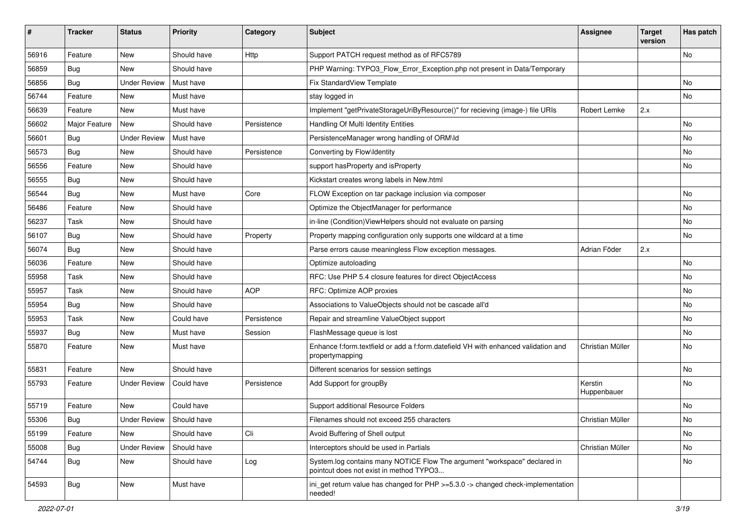| # | Tracker | Status | Priority | Category | Subject | Assignee | Target version | Has patch |
|---|---|---|---|---|---|---|---|---|
| 56916 | Feature | New | Should have | Http | Support PATCH request method as of RFC5789 | | | No |
| 56859 | Bug | New | Should have | | PHP Warning: TYPO3_Flow_Error_Exception.php not present in Data/Temporary | | | |
| 56856 | Bug | Under Review | Must have | | Fix StandardView Template | | | No |
| 56744 | Feature | New | Must have | | stay logged in | | | No |
| 56639 | Feature | New | Must have | | Implement "getPrivateStorageUriByResource()" for recieving (image-) file URIs | Robert Lemke | 2.x | |
| 56602 | Major Feature | New | Should have | Persistence | Handling Of Multi Identity Entities | | | No |
| 56601 | Bug | Under Review | Must have | | PersistenceManager wrong handling of ORM\Id | | | No |
| 56573 | Bug | New | Should have | Persistence | Converting by Flow\Identity | | | No |
| 56556 | Feature | New | Should have | | support hasProperty and isProperty | | | No |
| 56555 | Bug | New | Should have | | Kickstart creates wrong labels in New.html | | | |
| 56544 | Bug | New | Must have | Core | FLOW Exception on tar package inclusion via composer | | | No |
| 56486 | Feature | New | Should have | | Optimize the ObjectManager for performance | | | No |
| 56237 | Task | New | Should have | | in-line (Condition)ViewHelpers should not evaluate on parsing | | | No |
| 56107 | Bug | New | Should have | Property | Property mapping configuration only supports one wildcard at a time | | | No |
| 56074 | Bug | New | Should have | | Parse errors cause meaningless Flow exception messages. | Adrian Föder | 2.x | |
| 56036 | Feature | New | Should have | | Optimize autoloading | | | No |
| 55958 | Task | New | Should have | | RFC: Use PHP 5.4 closure features for direct ObjectAccess | | | No |
| 55957 | Task | New | Should have | AOP | RFC: Optimize AOP proxies | | | No |
| 55954 | Bug | New | Should have | | Associations to ValueObjects should not be cascade all'd | | | No |
| 55953 | Task | New | Could have | Persistence | Repair and streamline ValueObject support | | | No |
| 55937 | Bug | New | Must have | Session | FlashMessage queue is lost | | | No |
| 55870 | Feature | New | Must have | | Enhance f:form.textfield or add a f:form.datefield VH with enhanced validation and propertymapping | Christian Müller | | No |
| 55831 | Feature | New | Should have | | Different scenarios for session settings | | | No |
| 55793 | Feature | Under Review | Could have | Persistence | Add Support for groupBy | Kerstin Huppenbauer | | No |
| 55719 | Feature | New | Could have | | Support additional Resource Folders | | | No |
| 55306 | Bug | Under Review | Should have | | Filenames should not exceed 255 characters | Christian Müller | | No |
| 55199 | Feature | New | Should have | Cli | Avoid Buffering of Shell output | | | No |
| 55008 | Bug | Under Review | Should have | | Interceptors should be used in Partials | Christian Müller | | No |
| 54744 | Bug | New | Should have | Log | System.log contains many NOTICE Flow The argument "workspace" declared in pointcut does not exist in method TYPO3... | | | No |
| 54593 | Bug | New | Must have | | ini_get return value has changed for PHP >=5.3.0 -> changed check-implementation needed! | | | |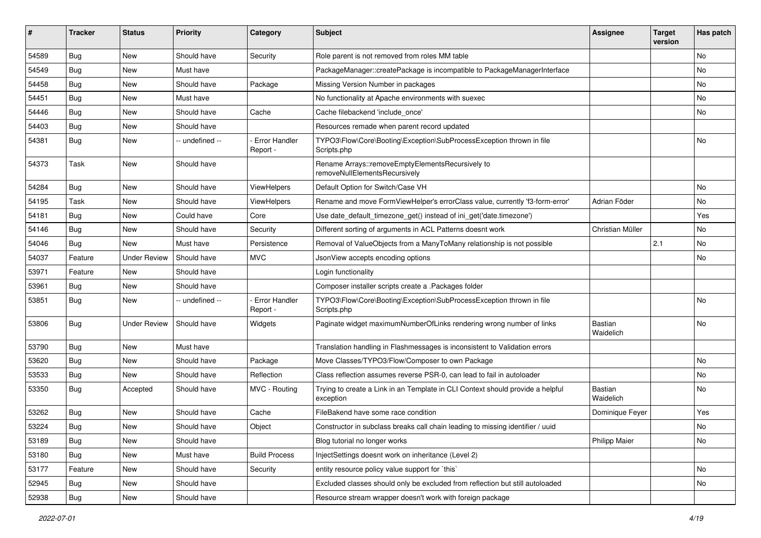| # | Tracker | Status | Priority | Category | Subject | Assignee | Target version | Has patch |
|---|---|---|---|---|---|---|---|---|
| 54589 | Bug | New | Should have | Security | Role parent is not removed from roles MM table | | | No |
| 54549 | Bug | New | Must have | | PackageManager::createPackage is incompatible to PackageManagerInterface | | | No |
| 54458 | Bug | New | Should have | Package | Missing Version Number in packages | | | No |
| 54451 | Bug | New | Must have | | No functionality at Apache environments with suexec | | | No |
| 54446 | Bug | New | Should have | Cache | Cache filebackend 'include_once' | | | No |
| 54403 | Bug | New | Should have | | Resources remade when parent record updated | | | |
| 54381 | Bug | New | -- undefined -- | - Error Handler Report - | TYPO3\Flow\Core\Booting\Exception\SubProcessException thrown in file Scripts.php | | | No |
| 54373 | Task | New | Should have | | Rename Arrays::removeEmptyElementsRecursively to removeNullElementsRecursively | | | |
| 54284 | Bug | New | Should have | ViewHelpers | Default Option for Switch/Case VH | | | No |
| 54195 | Task | New | Should have | ViewHelpers | Rename and move FormViewHelper's errorClass value, currently 'f3-form-error' | Adrian Föder | | No |
| 54181 | Bug | New | Could have | Core | Use date_default_timezone_get() instead of ini_get('date.timezone') | | | Yes |
| 54146 | Bug | New | Should have | Security | Different sorting of arguments in ACL Patterns doesnt work | Christian Müller | | No |
| 54046 | Bug | New | Must have | Persistence | Removal of ValueObjects from a ManyToMany relationship is not possible | | 2.1 | No |
| 54037 | Feature | Under Review | Should have | MVC | JsonView accepts encoding options | | | No |
| 53971 | Feature | New | Should have | | Login functionality | | | |
| 53961 | Bug | New | Should have | | Composer installer scripts create a .Packages folder | | | |
| 53851 | Bug | New | -- undefined -- | - Error Handler Report - | TYPO3\Flow\Core\Booting\Exception\SubProcessException thrown in file Scripts.php | | | No |
| 53806 | Bug | Under Review | Should have | Widgets | Paginate widget maximumNumberOfLinks rendering wrong number of links | Bastian Waidelich | | No |
| 53790 | Bug | New | Must have | | Translation handling in Flashmessages is inconsistent to Validation errors | | | |
| 53620 | Bug | New | Should have | Package | Move Classes/TYPO3/Flow/Composer to own Package | | | No |
| 53533 | Bug | New | Should have | Reflection | Class reflection assumes reverse PSR-0, can lead to fail in autoloader | | | No |
| 53350 | Bug | Accepted | Should have | MVC - Routing | Trying to create a Link in an Template in CLI Context should provide a helpful exception | Bastian Waidelich | | No |
| 53262 | Bug | New | Should have | Cache | FileBakend have some race condition | Dominique Feyer | | Yes |
| 53224 | Bug | New | Should have | Object | Constructor in subclass breaks call chain leading to missing identifier / uuid | | | No |
| 53189 | Bug | New | Should have | | Blog tutorial no longer works | Philipp Maier | | No |
| 53180 | Bug | New | Must have | Build Process | InjectSettings doesnt work on inheritance (Level 2) | | | |
| 53177 | Feature | New | Should have | Security | entity resource policy value support for `this` | | | No |
| 52945 | Bug | New | Should have | | Excluded classes should only be excluded from reflection but still autoloaded | | | No |
| 52938 | Bug | New | Should have | | Resource stream wrapper doesn't work with foreign package | | | |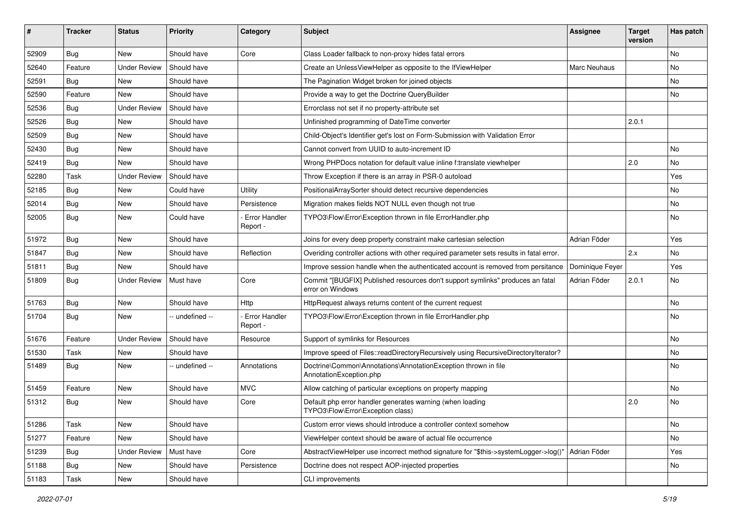| # | Tracker | Status | Priority | Category | Subject | Assignee | Target version | Has patch |
|---|---|---|---|---|---|---|---|---|
| 52909 | Bug | New | Should have | Core | Class Loader fallback to non-proxy hides fatal errors | | | No |
| 52640 | Feature | Under Review | Should have | | Create an UnlessViewHelper as opposite to the IfViewHelper | Marc Neuhaus | | No |
| 52591 | Bug | New | Should have | | The Pagination Widget broken for joined objects | | | No |
| 52590 | Feature | New | Should have | | Provide a way to get the Doctrine QueryBuilder | | | No |
| 52536 | Bug | Under Review | Should have | | Errorclass not set if no property-attribute set | | | |
| 52526 | Bug | New | Should have | | Unfinished programming of DateTime converter | | 2.0.1 | |
| 52509 | Bug | New | Should have | | Child-Object's Identifier get's lost on Form-Submission with Validation Error | | | |
| 52430 | Bug | New | Should have | | Cannot convert from UUID to auto-increment ID | | | No |
| 52419 | Bug | New | Should have | | Wrong PHPDocs notation for default value inline f:translate viewhelper | | 2.0 | No |
| 52280 | Task | Under Review | Should have | | Throw Exception if there is an array in PSR-0 autoload | | | Yes |
| 52185 | Bug | New | Could have | Utility | PositionalArraySorter should detect recursive dependencies | | | No |
| 52014 | Bug | New | Should have | Persistence | Migration makes fields NOT NULL even though not true | | | No |
| 52005 | Bug | New | Could have | - Error Handler Report - | TYPO3\Flow\Error\Exception thrown in file ErrorHandler.php | | | No |
| 51972 | Bug | New | Should have | | Joins for every deep property constraint make cartesian selection | Adrian Föder | | Yes |
| 51847 | Bug | New | Should have | Reflection | Overiding controller actions with other required parameter sets results in fatal error. | | 2.x | No |
| 51811 | Bug | New | Should have | | Improve session handle when the authenticated account is removed from persitance | Dominique Feyer | | Yes |
| 51809 | Bug | Under Review | Must have | Core | Commit "[BUGFIX] Published resources don't support symlinks" produces an fatal error on Windows | Adrian Föder | 2.0.1 | No |
| 51763 | Bug | New | Should have | Http | HttpRequest always returns content of the current request | | | No |
| 51704 | Bug | New | -- undefined -- | - Error Handler Report - | TYPO3\Flow\Error\Exception thrown in file ErrorHandler.php | | | No |
| 51676 | Feature | Under Review | Should have | Resource | Support of symlinks for Resources | | | No |
| 51530 | Task | New | Should have | | Improve speed of Files::readDirectoryRecursively using RecursiveDirectoryIterator? | | | No |
| 51489 | Bug | New | -- undefined -- | Annotations | Doctrine\Common\Annotations\AnnotationException thrown in file AnnotationException.php | | | No |
| 51459 | Feature | New | Should have | MVC | Allow catching of particular exceptions on property mapping | | | No |
| 51312 | Bug | New | Should have | Core | Default php error handler generates warning (when loading TYPO3\Flow\Error\Exception class) | | 2.0 | No |
| 51286 | Task | New | Should have | | Custom error views should introduce a controller context somehow | | | No |
| 51277 | Feature | New | Should have | | ViewHelper context should be aware of actual file occurrence | | | No |
| 51239 | Bug | Under Review | Must have | Core | AbstractViewHelper use incorrect method signature for "$this->systemLogger->log()" | Adrian Föder | | Yes |
| 51188 | Bug | New | Should have | Persistence | Doctrine does not respect AOP-injected properties | | | No |
| 51183 | Task | New | Should have | | CLI improvements | | | |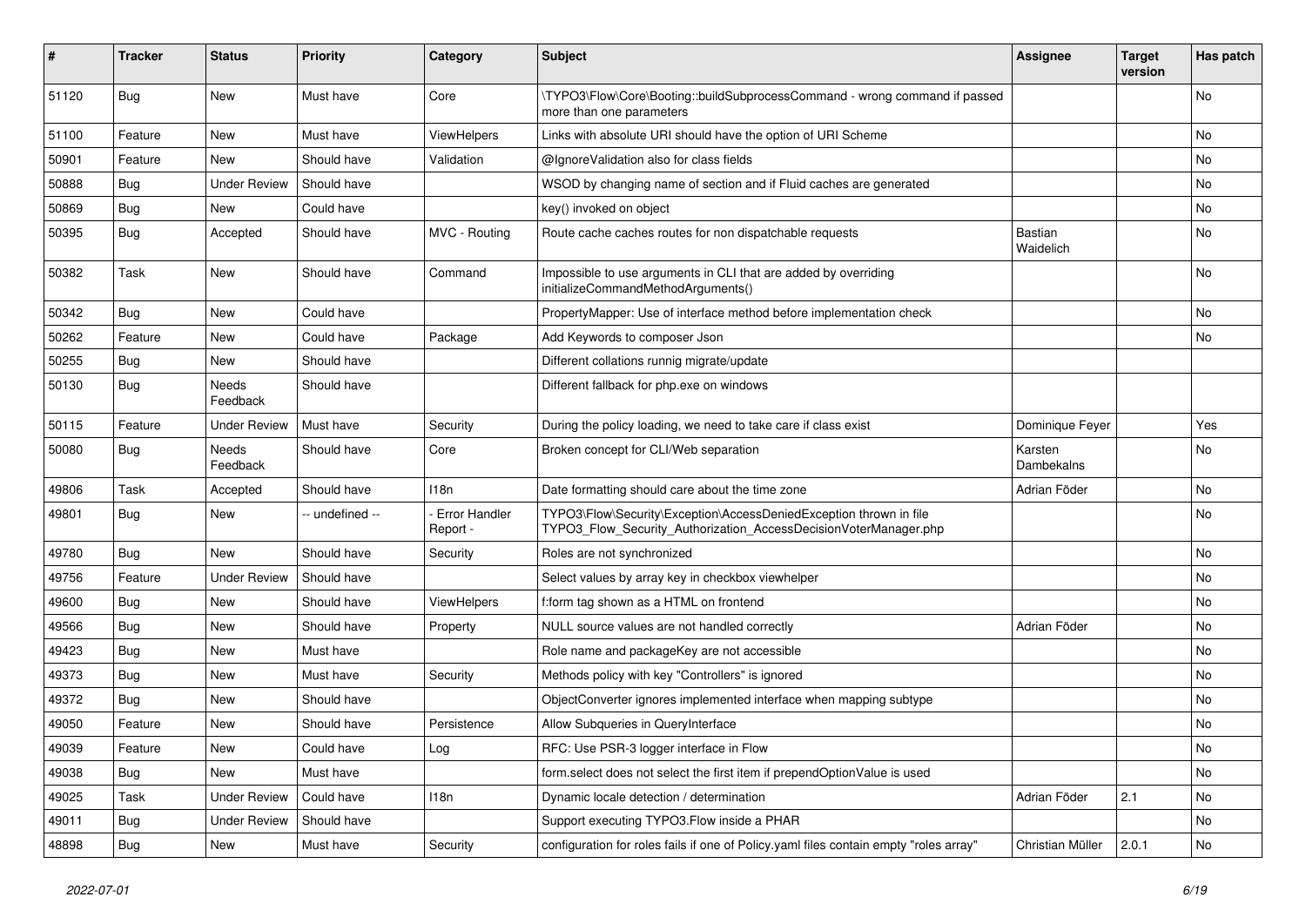| # | Tracker | Status | Priority | Category | Subject | Assignee | Target version | Has patch |
|---|---|---|---|---|---|---|---|---|
| 51120 | Bug | New | Must have | Core | \TYPO3\Flow\Core\Booting::buildSubprocessCommand - wrong command if passed more than one parameters | | | No |
| 51100 | Feature | New | Must have | ViewHelpers | Links with absolute URI should have the option of URI Scheme | | | No |
| 50901 | Feature | New | Should have | Validation | @IgnoreValidation also for class fields | | | No |
| 50888 | Bug | Under Review | Should have | | WSOD by changing name of section and if Fluid caches are generated | | | No |
| 50869 | Bug | New | Could have | | key() invoked on object | | | No |
| 50395 | Bug | Accepted | Should have | MVC - Routing | Route cache caches routes for non dispatchable requests | Bastian Waidelich | | No |
| 50382 | Task | New | Should have | Command | Impossible to use arguments in CLI that are added by overriding initializeCommandMethodArguments() | | | No |
| 50342 | Bug | New | Could have | | PropertyMapper: Use of interface method before implementation check | | | No |
| 50262 | Feature | New | Could have | Package | Add Keywords to composer Json | | | No |
| 50255 | Bug | New | Should have | | Different collations runnig migrate/update | | | |
| 50130 | Bug | Needs Feedback | Should have | | Different fallback for php.exe on windows | | | |
| 50115 | Feature | Under Review | Must have | Security | During the policy loading, we need to take care if class exist | Dominique Feyer | | Yes |
| 50080 | Bug | Needs Feedback | Should have | Core | Broken concept for CLI/Web separation | Karsten Dambekalns | | No |
| 49806 | Task | Accepted | Should have | I18n | Date formatting should care about the time zone | Adrian Föder | | No |
| 49801 | Bug | New | -- undefined -- | - Error Handler Report - | TYPO3\Flow\Security\Exception\AccessDeniedException thrown in file TYPO3_Flow_Security_Authorization_AccessDecisionVoterManager.php | | | No |
| 49780 | Bug | New | Should have | Security | Roles are not synchronized | | | No |
| 49756 | Feature | Under Review | Should have | | Select values by array key in checkbox viewhelper | | | No |
| 49600 | Bug | New | Should have | ViewHelpers | f:form tag shown as a HTML on frontend | | | No |
| 49566 | Bug | New | Should have | Property | NULL source values are not handled correctly | Adrian Föder | | No |
| 49423 | Bug | New | Must have | | Role name and packageKey are not accessible | | | No |
| 49373 | Bug | New | Must have | Security | Methods policy with key "Controllers" is ignored | | | No |
| 49372 | Bug | New | Should have | | ObjectConverter ignores implemented interface when mapping subtype | | | No |
| 49050 | Feature | New | Should have | Persistence | Allow Subqueries in QueryInterface | | | No |
| 49039 | Feature | New | Could have | Log | RFC: Use PSR-3 logger interface in Flow | | | No |
| 49038 | Bug | New | Must have | | form.select does not select the first item if prependOptionValue is used | | | No |
| 49025 | Task | Under Review | Could have | I18n | Dynamic locale detection / determination | Adrian Föder | 2.1 | No |
| 49011 | Bug | Under Review | Should have | | Support executing TYPO3.Flow inside a PHAR | | | No |
| 48898 | Bug | New | Must have | Security | configuration for roles fails if one of Policy.yaml files contain empty "roles array" | Christian Müller | 2.0.1 | No |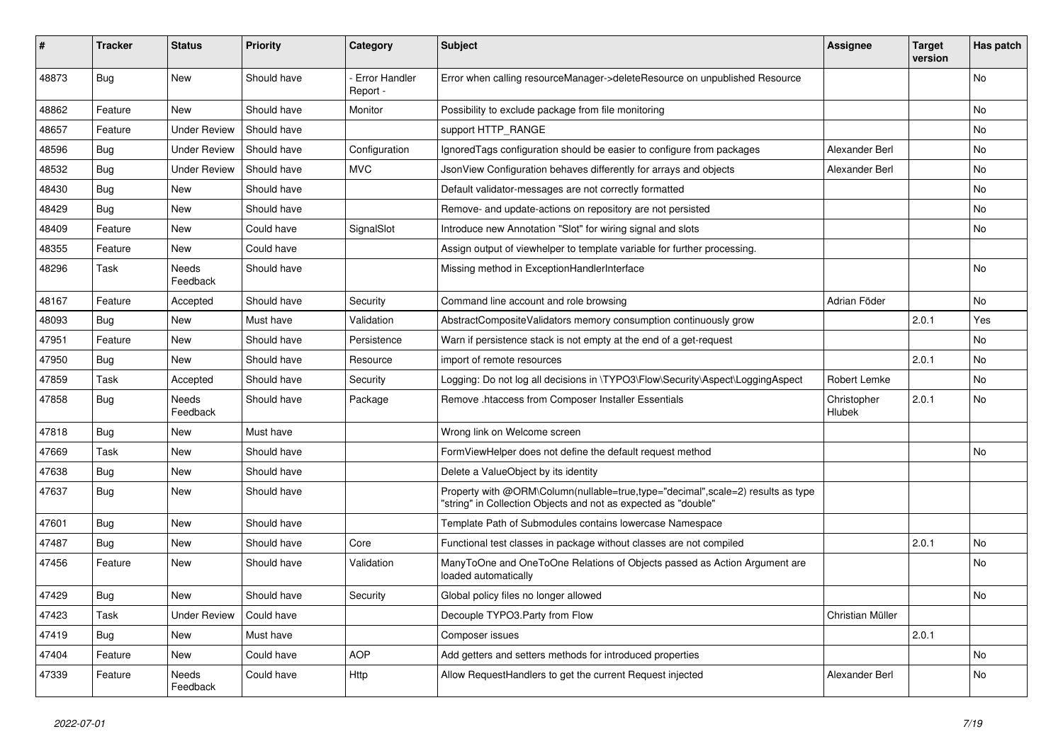| # | Tracker | Status | Priority | Category | Subject | Assignee | Target version | Has patch |
|---|---|---|---|---|---|---|---|---|
| 48873 | Bug | New | Should have | - Error Handler Report - | Error when calling resourceManager->deleteResource on unpublished Resource | | | No |
| 48862 | Feature | New | Should have | Monitor | Possibility to exclude package from file monitoring | | | No |
| 48657 | Feature | Under Review | Should have | | support HTTP_RANGE | | | No |
| 48596 | Bug | Under Review | Should have | Configuration | IgnoredTags configuration should be easier to configure from packages | Alexander Berl | | No |
| 48532 | Bug | Under Review | Should have | MVC | JsonView Configuration behaves differently for arrays and objects | Alexander Berl | | No |
| 48430 | Bug | New | Should have | | Default validator-messages are not correctly formatted | | | No |
| 48429 | Bug | New | Should have | | Remove- and update-actions on repository are not persisted | | | No |
| 48409 | Feature | New | Could have | SignalSlot | Introduce new Annotation "Slot" for wiring signal and slots | | | No |
| 48355 | Feature | New | Could have | | Assign output of viewhelper to template variable for further processing. | | | |
| 48296 | Task | Needs Feedback | Should have | | Missing method in ExceptionHandlerInterface | | | No |
| 48167 | Feature | Accepted | Should have | Security | Command line account and role browsing | Adrian Föder | | No |
| 48093 | Bug | New | Must have | Validation | AbstractCompositeValidators memory consumption continuously grow | | 2.0.1 | Yes |
| 47951 | Feature | New | Should have | Persistence | Warn if persistence stack is not empty at the end of a get-request | | | No |
| 47950 | Bug | New | Should have | Resource | import of remote resources | | 2.0.1 | No |
| 47859 | Task | Accepted | Should have | Security | Logging: Do not log all decisions in \TYPO3\Flow\Security\Aspect\LoggingAspect | Robert Lemke | | No |
| 47858 | Bug | Needs Feedback | Should have | Package | Remove .htaccess from Composer Installer Essentials | Christopher Hlubek | 2.0.1 | No |
| 47818 | Bug | New | Must have | | Wrong link on Welcome screen | | | |
| 47669 | Task | New | Should have | | FormViewHelper does not define the default request method | | | No |
| 47638 | Bug | New | Should have | | Delete a ValueObject by its identity | | | |
| 47637 | Bug | New | Should have | | Property with @ORM\Column(nullable=true,type="decimal",scale=2) results as type "string" in Collection Objects and not as expected as "double" | | | |
| 47601 | Bug | New | Should have | | Template Path of Submodules contains lowercase Namespace | | | |
| 47487 | Bug | New | Should have | Core | Functional test classes in package without classes are not compiled | | 2.0.1 | No |
| 47456 | Feature | New | Should have | Validation | ManyToOne and OneToOne Relations of Objects passed as Action Argument are loaded automatically | | | No |
| 47429 | Bug | New | Should have | Security | Global policy files no longer allowed | | | No |
| 47423 | Task | Under Review | Could have | | Decouple TYPO3.Party from Flow | Christian Müller | | |
| 47419 | Bug | New | Must have | | Composer issues | | 2.0.1 | |
| 47404 | Feature | New | Could have | AOP | Add getters and setters methods for introduced properties | | | No |
| 47339 | Feature | Needs Feedback | Could have | Http | Allow RequestHandlers to get the current Request injected | Alexander Berl | | No |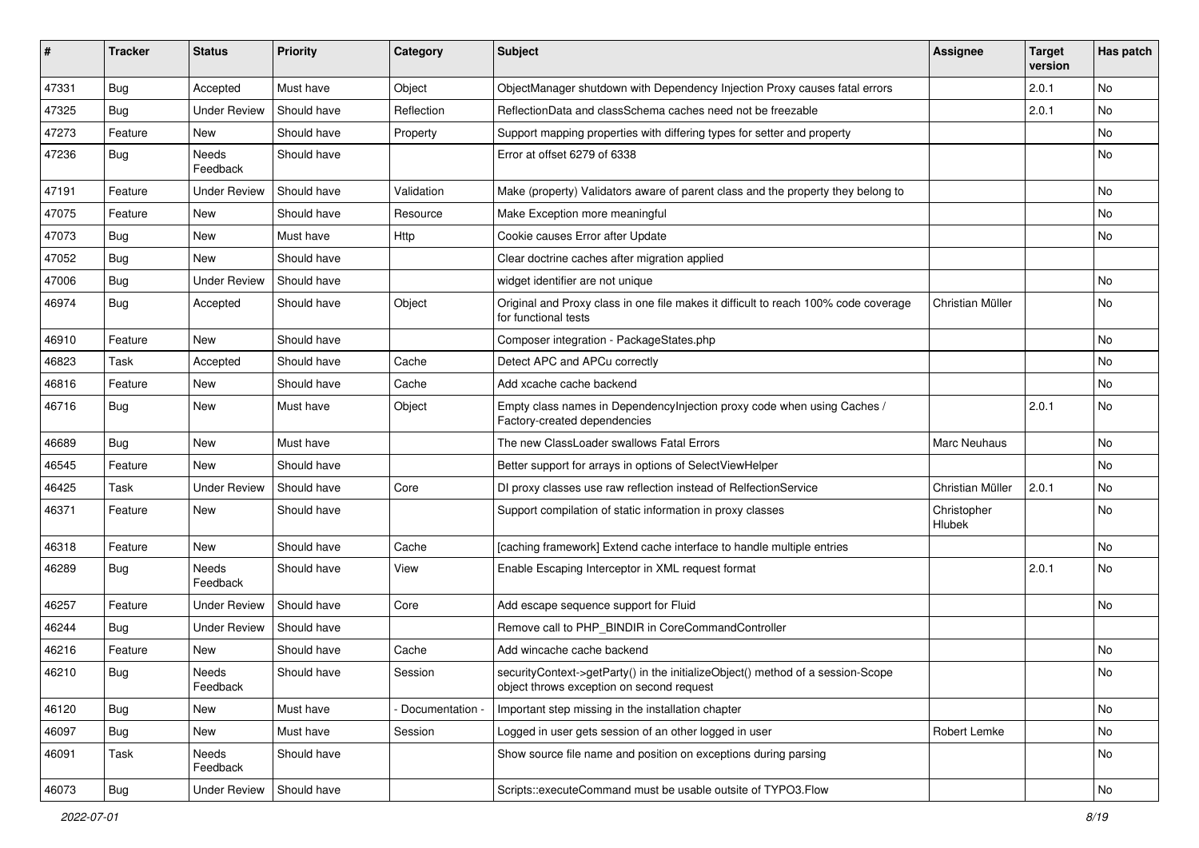| # | Tracker | Status | Priority | Category | Subject | Assignee | Target version | Has patch |
|---|---|---|---|---|---|---|---|---|
| 47331 | Bug | Accepted | Must have | Object | ObjectManager shutdown with Dependency Injection Proxy causes fatal errors | | 2.0.1 | No |
| 47325 | Bug | Under Review | Should have | Reflection | ReflectionData and classSchema caches need not be freezable | | 2.0.1 | No |
| 47273 | Feature | New | Should have | Property | Support mapping properties with differing types for setter and property | | | No |
| 47236 | Bug | Needs Feedback | Should have | | Error at offset 6279 of 6338 | | | No |
| 47191 | Feature | Under Review | Should have | Validation | Make (property) Validators aware of parent class and the property they belong to | | | No |
| 47075 | Feature | New | Should have | Resource | Make Exception more meaningful | | | No |
| 47073 | Bug | New | Must have | Http | Cookie causes Error after Update | | | No |
| 47052 | Bug | New | Should have | | Clear doctrine caches after migration applied | | | |
| 47006 | Bug | Under Review | Should have | | widget identifier are not unique | | | No |
| 46974 | Bug | Accepted | Should have | Object | Original and Proxy class in one file makes it difficult to reach 100% code coverage for functional tests | Christian Müller | | No |
| 46910 | Feature | New | Should have | | Composer integration - PackageStates.php | | | No |
| 46823 | Task | Accepted | Should have | Cache | Detect APC and APCu correctly | | | No |
| 46816 | Feature | New | Should have | Cache | Add xcache cache backend | | | No |
| 46716 | Bug | New | Must have | Object | Empty class names in DependencyInjection proxy code when using Caches / Factory-created dependencies | | 2.0.1 | No |
| 46689 | Bug | New | Must have | | The new ClassLoader swallows Fatal Errors | Marc Neuhaus | | No |
| 46545 | Feature | New | Should have | | Better support for arrays in options of SelectViewHelper | | | No |
| 46425 | Task | Under Review | Should have | Core | DI proxy classes use raw reflection instead of RelfectionService | Christian Müller | 2.0.1 | No |
| 46371 | Feature | New | Should have | | Support compilation of static information in proxy classes | Christopher Hlubek | | No |
| 46318 | Feature | New | Should have | Cache | [caching framework] Extend cache interface to handle multiple entries | | | No |
| 46289 | Bug | Needs Feedback | Should have | View | Enable Escaping Interceptor in XML request format | | 2.0.1 | No |
| 46257 | Feature | Under Review | Should have | Core | Add escape sequence support for Fluid | | | No |
| 46244 | Bug | Under Review | Should have | | Remove call to PHP_BINDIR in CoreCommandController | | | |
| 46216 | Feature | New | Should have | Cache | Add wincache cache backend | | | No |
| 46210 | Bug | Needs Feedback | Should have | Session | securityContext->getParty() in the initializeObject() method of a session-Scope object throws exception on second request | | | No |
| 46120 | Bug | New | Must have | - Documentation - | Important step missing in the installation chapter | | | No |
| 46097 | Bug | New | Must have | Session | Logged in user gets session of an other logged in user | Robert Lemke | | No |
| 46091 | Task | Needs Feedback | Should have | | Show source file name and position on exceptions during parsing | | | No |
| 46073 | Bug | Under Review | Should have | | Scripts::executeCommand must be usable outsite of TYPO3.Flow | | | No |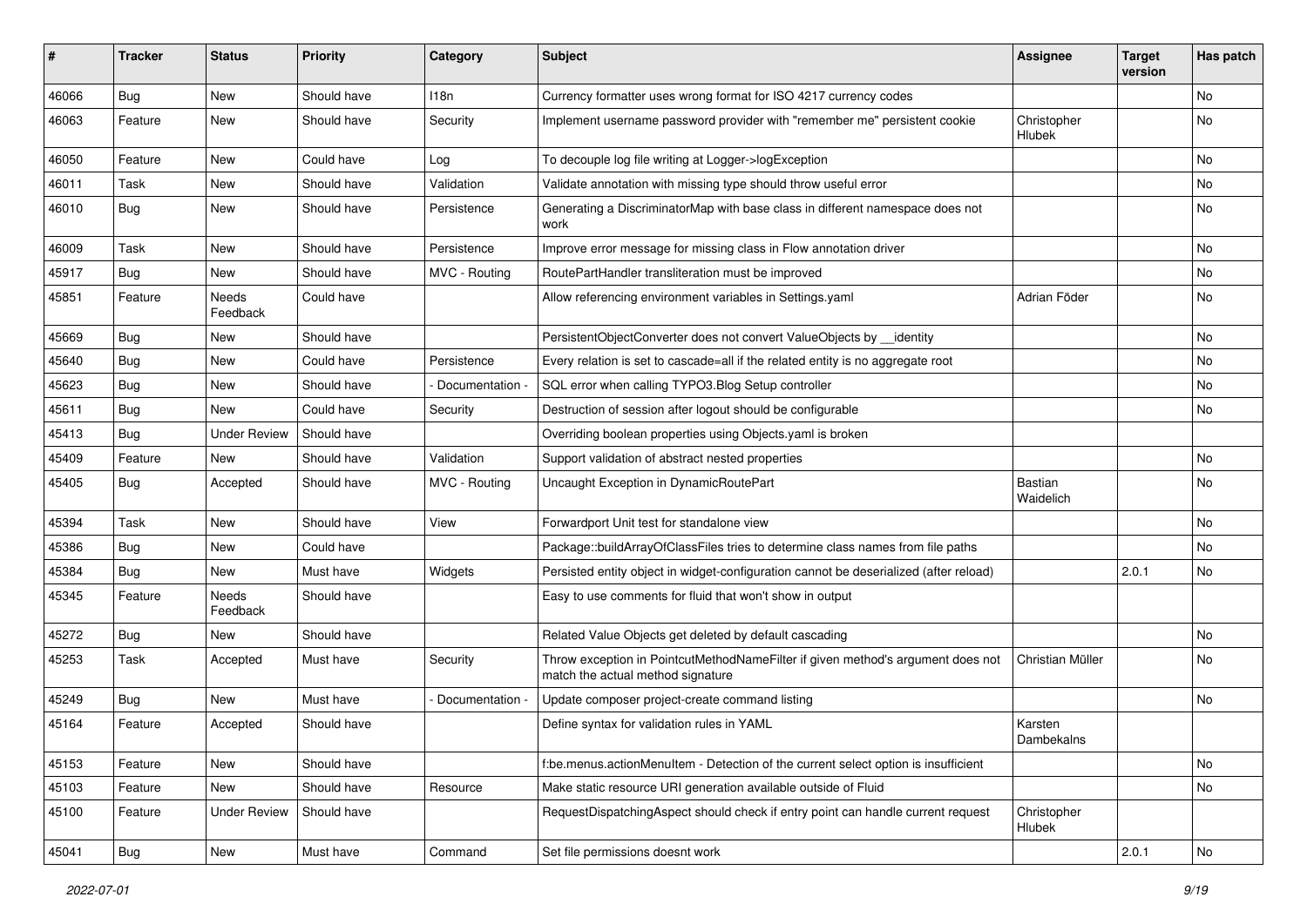| # | Tracker | Status | Priority | Category | Subject | Assignee | Target version | Has patch |
|---|---|---|---|---|---|---|---|---|
| 46066 | Bug | New | Should have | I18n | Currency formatter uses wrong format for ISO 4217 currency codes | | | No |
| 46063 | Feature | New | Should have | Security | Implement username password provider with "remember me" persistent cookie | Christopher Hlubek | | No |
| 46050 | Feature | New | Could have | Log | To decouple log file writing at Logger->logException | | | No |
| 46011 | Task | New | Should have | Validation | Validate annotation with missing type should throw useful error | | | No |
| 46010 | Bug | New | Should have | Persistence | Generating a DiscriminatorMap with base class in different namespace does not work | | | No |
| 46009 | Task | New | Should have | Persistence | Improve error message for missing class in Flow annotation driver | | | No |
| 45917 | Bug | New | Should have | MVC - Routing | RoutePartHandler transliteration must be improved | | | No |
| 45851 | Feature | Needs Feedback | Could have | | Allow referencing environment variables in Settings.yaml | Adrian Föder | | No |
| 45669 | Bug | New | Should have | | PersistentObjectConverter does not convert ValueObjects by __identity | | | No |
| 45640 | Bug | New | Could have | Persistence | Every relation is set to cascade=all if the related entity is no aggregate root | | | No |
| 45623 | Bug | New | Should have | - Documentation - | SQL error when calling TYPO3.Blog Setup controller | | | No |
| 45611 | Bug | New | Could have | Security | Destruction of session after logout should be configurable | | | No |
| 45413 | Bug | Under Review | Should have | | Overriding boolean properties using Objects.yaml is broken | | | |
| 45409 | Feature | New | Should have | Validation | Support validation of abstract nested properties | | | No |
| 45405 | Bug | Accepted | Should have | MVC - Routing | Uncaught Exception in DynamicRoutePart | Bastian Waidelich | | No |
| 45394 | Task | New | Should have | View | Forwardport Unit test for standalone view | | | No |
| 45386 | Bug | New | Could have | | Package::buildArrayOfClassFiles tries to determine class names from file paths | | | No |
| 45384 | Bug | New | Must have | Widgets | Persisted entity object in widget-configuration cannot be deserialized (after reload) | | 2.0.1 | No |
| 45345 | Feature | Needs Feedback | Should have | | Easy to use comments for fluid that won't show in output | | | |
| 45272 | Bug | New | Should have | | Related Value Objects get deleted by default cascading | | | No |
| 45253 | Task | Accepted | Must have | Security | Throw exception in PointcutMethodNameFilter if given method's argument does not match the actual method signature | Christian Müller | | No |
| 45249 | Bug | New | Must have | - Documentation - | Update composer project-create command listing | | | No |
| 45164 | Feature | Accepted | Should have | | Define syntax for validation rules in YAML | Karsten Dambekalns | | |
| 45153 | Feature | New | Should have | | f:be.menus.actionMenuItem - Detection of the current select option is insufficient | | | No |
| 45103 | Feature | New | Should have | Resource | Make static resource URI generation available outside of Fluid | | | No |
| 45100 | Feature | Under Review | Should have | | RequestDispatchingAspect should check if entry point can handle current request | Christopher Hlubek | | |
| 45041 | Bug | New | Must have | Command | Set file permissions doesnt work | | 2.0.1 | No |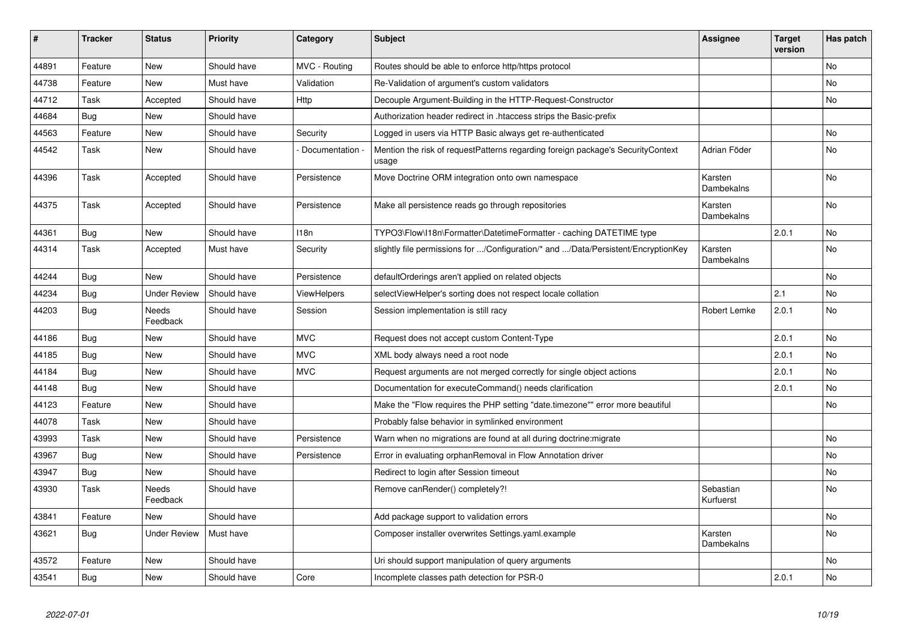| # | Tracker | Status | Priority | Category | Subject | Assignee | Target version | Has patch |
|---|---|---|---|---|---|---|---|---|
| 44891 | Feature | New | Should have | MVC - Routing | Routes should be able to enforce http/https protocol | | | No |
| 44738 | Feature | New | Must have | Validation | Re-Validation of argument's custom validators | | | No |
| 44712 | Task | Accepted | Should have | Http | Decouple Argument-Building in the HTTP-Request-Constructor | | | No |
| 44684 | Bug | New | Should have | | Authorization header redirect in .htaccess strips the Basic-prefix | | | |
| 44563 | Feature | New | Should have | Security | Logged in users via HTTP Basic always get re-authenticated | | | No |
| 44542 | Task | New | Should have | - Documentation - | Mention the risk of requestPatterns regarding foreign package's SecurityContext usage | Adrian Föder | | No |
| 44396 | Task | Accepted | Should have | Persistence | Move Doctrine ORM integration onto own namespace | Karsten Dambekalns | | No |
| 44375 | Task | Accepted | Should have | Persistence | Make all persistence reads go through repositories | Karsten Dambekalns | | No |
| 44361 | Bug | New | Should have | I18n | TYPO3\Flow\I18n\Formatter\DatetimeFormatter - caching DATETIME type | | 2.0.1 | No |
| 44314 | Task | Accepted | Must have | Security | slightly file permissions for .../Configuration/* and .../Data/Persistent/EncryptionKey | Karsten Dambekalns | | No |
| 44244 | Bug | New | Should have | Persistence | defaultOrderings aren't applied on related objects | | | No |
| 44234 | Bug | Under Review | Should have | ViewHelpers | selectViewHelper's sorting does not respect locale collation | | 2.1 | No |
| 44203 | Bug | Needs Feedback | Should have | Session | Session implementation is still racy | Robert Lemke | 2.0.1 | No |
| 44186 | Bug | New | Should have | MVC | Request does not accept custom Content-Type | | 2.0.1 | No |
| 44185 | Bug | New | Should have | MVC | XML body always need a root node | | 2.0.1 | No |
| 44184 | Bug | New | Should have | MVC | Request arguments are not merged correctly for single object actions | | 2.0.1 | No |
| 44148 | Bug | New | Should have | | Documentation for executeCommand() needs clarification | | 2.0.1 | No |
| 44123 | Feature | New | Should have | | Make the "Flow requires the PHP setting "date.timezone"" error more beautiful | | | No |
| 44078 | Task | New | Should have | | Probably false behavior in symlinked environment | | | |
| 43993 | Task | New | Should have | Persistence | Warn when no migrations are found at all during doctrine:migrate | | | No |
| 43967 | Bug | New | Should have | Persistence | Error in evaluating orphanRemoval in Flow Annotation driver | | | No |
| 43947 | Bug | New | Should have | | Redirect to login after Session timeout | | | No |
| 43930 | Task | Needs Feedback | Should have | | Remove canRender() completely?! | Sebastian Kurfuerst | | No |
| 43841 | Feature | New | Should have | | Add package support to validation errors | | | No |
| 43621 | Bug | Under Review | Must have | | Composer installer overwrites Settings.yaml.example | Karsten Dambekalns | | No |
| 43572 | Feature | New | Should have | | Uri should support manipulation of query arguments | | | No |
| 43541 | Bug | New | Should have | Core | Incomplete classes path detection for PSR-0 | | 2.0.1 | No |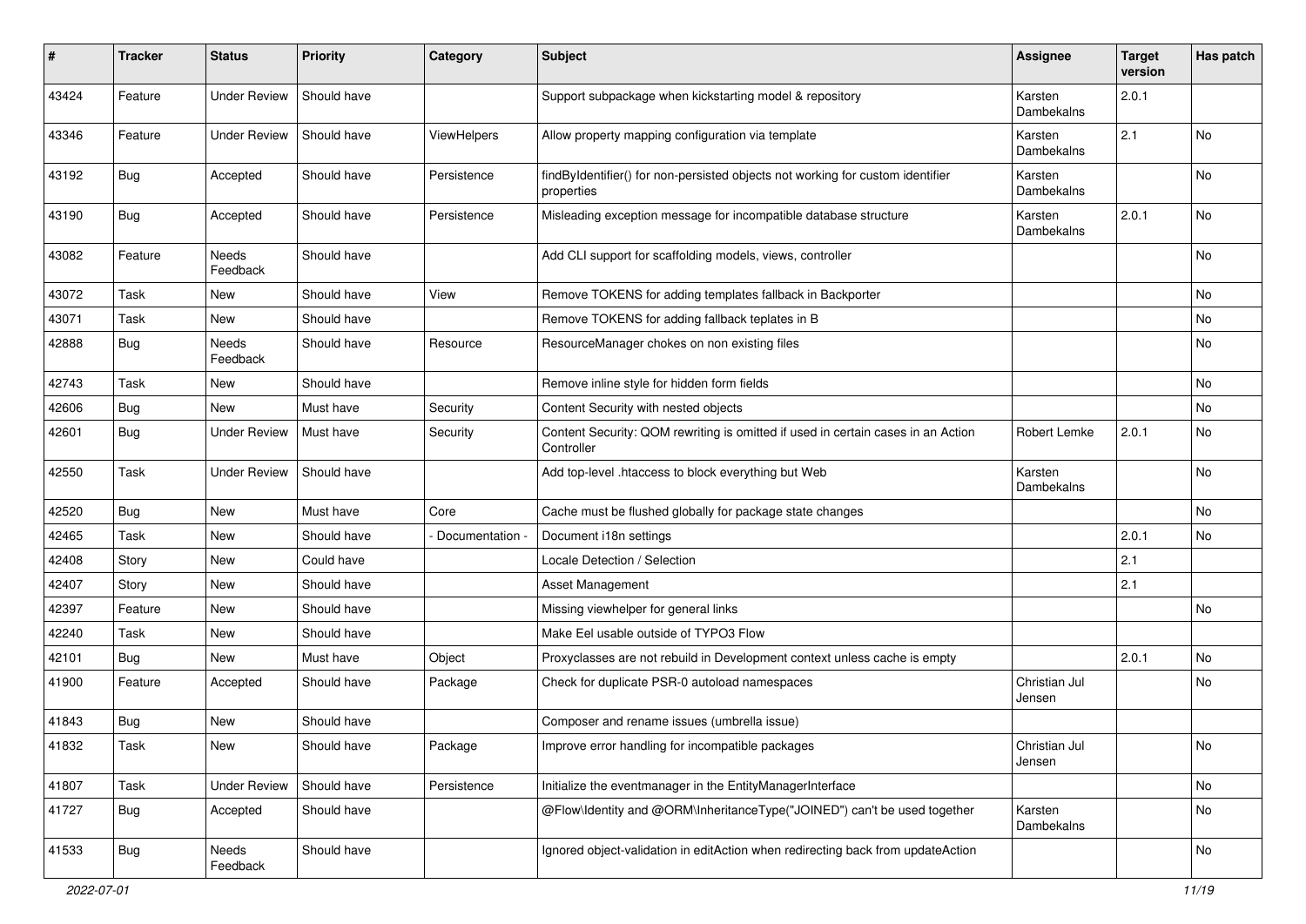| # | Tracker | Status | Priority | Category | Subject | Assignee | Target version | Has patch |
|---|---|---|---|---|---|---|---|---|
| 43424 | Feature | Under Review | Should have | | Support subpackage when kickstarting model & repository | Karsten Dambekalns | 2.0.1 | |
| 43346 | Feature | Under Review | Should have | ViewHelpers | Allow property mapping configuration via template | Karsten Dambekalns | 2.1 | No |
| 43192 | Bug | Accepted | Should have | Persistence | findByIdentifier() for non-persisted objects not working for custom identifier properties | Karsten Dambekalns | | No |
| 43190 | Bug | Accepted | Should have | Persistence | Misleading exception message for incompatible database structure | Karsten Dambekalns | 2.0.1 | No |
| 43082 | Feature | Needs Feedback | Should have | | Add CLI support for scaffolding models, views, controller | | | No |
| 43072 | Task | New | Should have | View | Remove TOKENS for adding templates fallback in Backporter | | | No |
| 43071 | Task | New | Should have | | Remove TOKENS for adding fallback teplates in B | | | No |
| 42888 | Bug | Needs Feedback | Should have | Resource | ResourceManager chokes on non existing files | | | No |
| 42743 | Task | New | Should have | | Remove inline style for hidden form fields | | | No |
| 42606 | Bug | New | Must have | Security | Content Security with nested objects | | | No |
| 42601 | Bug | Under Review | Must have | Security | Content Security: QOM rewriting is omitted if used in certain cases in an Action Controller | Robert Lemke | 2.0.1 | No |
| 42550 | Task | Under Review | Should have | | Add top-level .htaccess to block everything but Web | Karsten Dambekalns | | No |
| 42520 | Bug | New | Must have | Core | Cache must be flushed globally for package state changes | | | No |
| 42465 | Task | New | Should have | - Documentation - | Document i18n settings | | 2.0.1 | No |
| 42408 | Story | New | Could have | | Locale Detection / Selection | | 2.1 | |
| 42407 | Story | New | Should have | | Asset Management | | 2.1 | |
| 42397 | Feature | New | Should have | | Missing viewhelper for general links | | | No |
| 42240 | Task | New | Should have | | Make Eel usable outside of TYPO3 Flow | | | |
| 42101 | Bug | New | Must have | Object | Proxyclasses are not rebuild in Development context unless cache is empty | | 2.0.1 | No |
| 41900 | Feature | Accepted | Should have | Package | Check for duplicate PSR-0 autoload namespaces | Christian Jul Jensen | | No |
| 41843 | Bug | New | Should have | | Composer and rename issues (umbrella issue) | | | |
| 41832 | Task | New | Should have | Package | Improve error handling for incompatible packages | Christian Jul Jensen | | No |
| 41807 | Task | Under Review | Should have | Persistence | Initialize the eventmanager in the EntityManagerInterface | | | No |
| 41727 | Bug | Accepted | Should have | | @Flow\Identity and @ORM\InheritanceType("JOINED") can't be used together | Karsten Dambekalns | | No |
| 41533 | Bug | Needs Feedback | Should have | | Ignored object-validation in editAction when redirecting back from updateAction | | | No |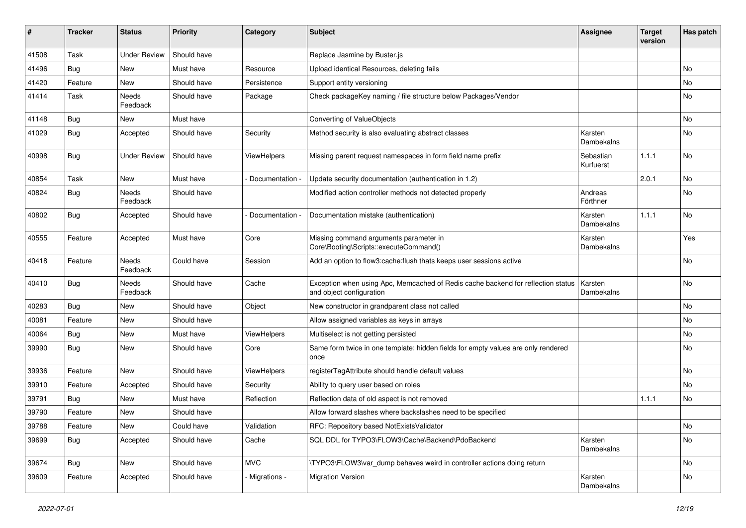| # | Tracker | Status | Priority | Category | Subject | Assignee | Target version | Has patch |
|---|---|---|---|---|---|---|---|---|
| 41508 | Task | Under Review | Should have | | Replace Jasmine by Buster.js | | | |
| 41496 | Bug | New | Must have | Resource | Upload identical Resources, deleting fails | | | No |
| 41420 | Feature | New | Should have | Persistence | Support entity versioning | | | No |
| 41414 | Task | Needs Feedback | Should have | Package | Check packageKey naming / file structure below Packages/Vendor | | | No |
| 41148 | Bug | New | Must have | | Converting of ValueObjects | | | No |
| 41029 | Bug | Accepted | Should have | Security | Method security is also evaluating abstract classes | Karsten Dambekalns | | No |
| 40998 | Bug | Under Review | Should have | ViewHelpers | Missing parent request namespaces in form field name prefix | Sebastian Kurfuerst | 1.1.1 | No |
| 40854 | Task | New | Must have | - Documentation - | Update security documentation (authentication in 1.2) | | 2.0.1 | No |
| 40824 | Bug | Needs Feedback | Should have | | Modified action controller methods not detected properly | Andreas Förthner | | No |
| 40802 | Bug | Accepted | Should have | - Documentation - | Documentation mistake (authentication) | Karsten Dambekalns | 1.1.1 | No |
| 40555 | Feature | Accepted | Must have | Core | Missing command arguments parameter in Core\Booting\Scripts::executeCommand() | Karsten Dambekalns | | Yes |
| 40418 | Feature | Needs Feedback | Could have | Session | Add an option to flow3:cache:flush thats keeps user sessions active | | | No |
| 40410 | Bug | Needs Feedback | Should have | Cache | Exception when using Apc, Memcached of Redis cache backend for reflection status and object configuration | Karsten Dambekalns | | No |
| 40283 | Bug | New | Should have | Object | New constructor in grandparent class not called | | | No |
| 40081 | Feature | New | Should have | | Allow assigned variables as keys in arrays | | | No |
| 40064 | Bug | New | Must have | ViewHelpers | Multiselect is not getting persisted | | | No |
| 39990 | Bug | New | Should have | Core | Same form twice in one template: hidden fields for empty values are only rendered once | | | No |
| 39936 | Feature | New | Should have | ViewHelpers | registerTagAttribute should handle default values | | | No |
| 39910 | Feature | Accepted | Should have | Security | Ability to query user based on roles | | | No |
| 39791 | Bug | New | Must have | Reflection | Reflection data of old aspect is not removed | | 1.1.1 | No |
| 39790 | Feature | New | Should have | | Allow forward slashes where backslashes need to be specified | | | |
| 39788 | Feature | New | Could have | Validation | RFC: Repository based NotExistsValidator | | | No |
| 39699 | Bug | Accepted | Should have | Cache | SQL DDL for TYPO3\FLOW3\Cache\Backend\PdoBackend | Karsten Dambekalns | | No |
| 39674 | Bug | New | Should have | MVC | \TYPO3\FLOW3\var_dump behaves weird in controller actions doing return | | | No |
| 39609 | Feature | Accepted | Should have | - Migrations - | Migration Version | Karsten Dambekalns | | No |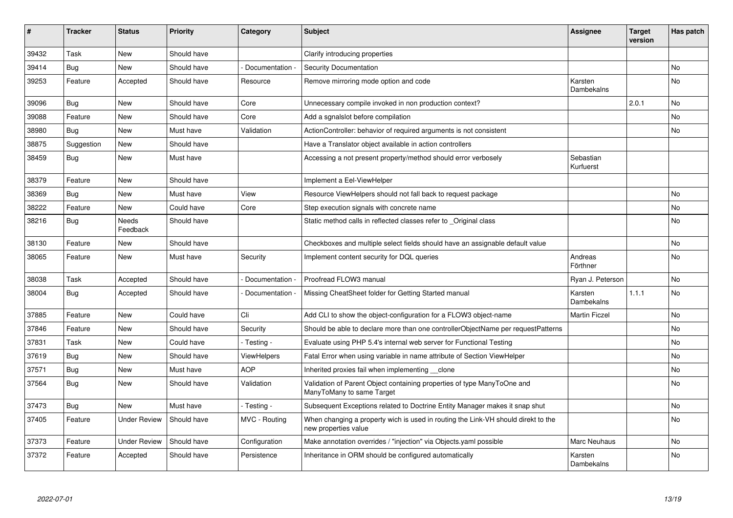| # | Tracker | Status | Priority | Category | Subject | Assignee | Target version | Has patch |
|---|---|---|---|---|---|---|---|---|
| 39432 | Task | New | Should have | | Clarify introducing properties | | | |
| 39414 | Bug | New | Should have | - Documentation - | Security Documentation | | | No |
| 39253 | Feature | Accepted | Should have | Resource | Remove mirroring mode option and code | Karsten Dambekalns | | No |
| 39096 | Bug | New | Should have | Core | Unnecessary compile invoked in non production context? | | 2.0.1 | No |
| 39088 | Feature | New | Should have | Core | Add a sgnalslot before compilation | | | No |
| 38980 | Bug | New | Must have | Validation | ActionController: behavior of required arguments is not consistent | | | No |
| 38875 | Suggestion | New | Should have | | Have a Translator object available in action controllers | | | |
| 38459 | Bug | New | Must have | | Accessing a not present property/method should error verbosely | Sebastian Kurfuerst | | |
| 38379 | Feature | New | Should have | | Implement a Eel-ViewHelper | | | |
| 38369 | Bug | New | Must have | View | Resource ViewHelpers should not fall back to request package | | | No |
| 38222 | Feature | New | Could have | Core | Step execution signals with concrete name | | | No |
| 38216 | Bug | Needs Feedback | Should have | | Static method calls in reflected classes refer to _Original class | | | No |
| 38130 | Feature | New | Should have | | Checkboxes and multiple select fields should have an assignable default value | | | No |
| 38065 | Feature | New | Must have | Security | Implement content security for DQL queries | Andreas Förthner | | No |
| 38038 | Task | Accepted | Should have | - Documentation - | Proofread FLOW3 manual | Ryan J. Peterson | | No |
| 38004 | Bug | Accepted | Should have | - Documentation - | Missing CheatSheet folder for Getting Started manual | Karsten Dambekalns | 1.1.1 | No |
| 37885 | Feature | New | Could have | Cli | Add CLI to show the object-configuration for a FLOW3 object-name | Martin Ficzel | | No |
| 37846 | Feature | New | Should have | Security | Should be able to declare more than one controllerObjectName per requestPatterns | | | No |
| 37831 | Task | New | Could have | - Testing - | Evaluate using PHP 5.4's internal web server for Functional Testing | | | No |
| 37619 | Bug | New | Should have | ViewHelpers | Fatal Error when using variable in name attribute of Section ViewHelper | | | No |
| 37571 | Bug | New | Must have | AOP | Inherited proxies fail when implementing __clone | | | No |
| 37564 | Bug | New | Should have | Validation | Validation of Parent Object containing properties of type ManyToOne and ManyToMany to same Target | | | No |
| 37473 | Bug | New | Must have | - Testing - | Subsequent Exceptions related to Doctrine Entity Manager makes it snap shut | | | No |
| 37405 | Feature | Under Review | Should have | MVC - Routing | When changing a property wich is used in routing the Link-VH should direkt to the new properties value | | | No |
| 37373 | Feature | Under Review | Should have | Configuration | Make annotation overrides / "injection" via Objects.yaml possible | Marc Neuhaus | | No |
| 37372 | Feature | Accepted | Should have | Persistence | Inheritance in ORM should be configured automatically | Karsten Dambekalns | | No |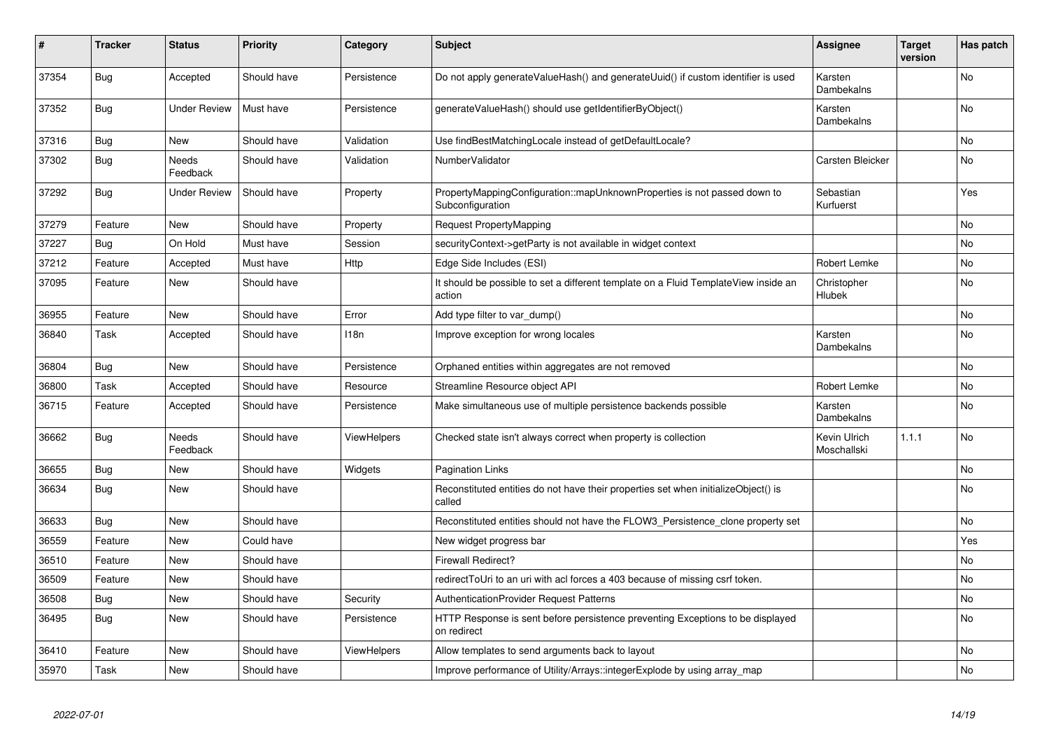| # | Tracker | Status | Priority | Category | Subject | Assignee | Target version | Has patch |
|---|---|---|---|---|---|---|---|---|
| 37354 | Bug | Accepted | Should have | Persistence | Do not apply generateValueHash() and generateUuid() if custom identifier is used | Karsten Dambekalns | | No |
| 37352 | Bug | Under Review | Must have | Persistence | generateValueHash() should use getIdentifierByObject() | Karsten Dambekalns | | No |
| 37316 | Bug | New | Should have | Validation | Use findBestMatchingLocale instead of getDefaultLocale? | | | No |
| 37302 | Bug | Needs Feedback | Should have | Validation | NumberValidator | Carsten Bleicker | | No |
| 37292 | Bug | Under Review | Should have | Property | PropertyMappingConfiguration::mapUnknownProperties is not passed down to Subconfiguration | Sebastian Kurfuerst | | Yes |
| 37279 | Feature | New | Should have | Property | Request PropertyMapping | | | No |
| 37227 | Bug | On Hold | Must have | Session | securityContext->getParty is not available in widget context | | | No |
| 37212 | Feature | Accepted | Must have | Http | Edge Side Includes (ESI) | Robert Lemke | | No |
| 37095 | Feature | New | Should have | | It should be possible to set a different template on a Fluid TemplateView inside an action | Christopher Hlubek | | No |
| 36955 | Feature | New | Should have | Error | Add type filter to var_dump() | | | No |
| 36840 | Task | Accepted | Should have | I18n | Improve exception for wrong locales | Karsten Dambekalns | | No |
| 36804 | Bug | New | Should have | Persistence | Orphaned entities within aggregates are not removed | | | No |
| 36800 | Task | Accepted | Should have | Resource | Streamline Resource object API | Robert Lemke | | No |
| 36715 | Feature | Accepted | Should have | Persistence | Make simultaneous use of multiple persistence backends possible | Karsten Dambekalns | | No |
| 36662 | Bug | Needs Feedback | Should have | ViewHelpers | Checked state isn't always correct when property is collection | Kevin Ulrich Moschallski | 1.1.1 | No |
| 36655 | Bug | New | Should have | Widgets | Pagination Links | | | No |
| 36634 | Bug | New | Should have | | Reconstituted entities do not have their properties set when initializeObject() is called | | | No |
| 36633 | Bug | New | Should have | | Reconstituted entities should not have the FLOW3_Persistence_clone property set | | | No |
| 36559 | Feature | New | Could have | | New widget progress bar | | | Yes |
| 36510 | Feature | New | Should have | | Firewall Redirect? | | | No |
| 36509 | Feature | New | Should have | | redirectToUri to an uri with acl forces a 403 because of missing csrf token. | | | No |
| 36508 | Bug | New | Should have | Security | AuthenticationProvider Request Patterns | | | No |
| 36495 | Bug | New | Should have | Persistence | HTTP Response is sent before persistence preventing Exceptions to be displayed on redirect | | | No |
| 36410 | Feature | New | Should have | ViewHelpers | Allow templates to send arguments back to layout | | | No |
| 35970 | Task | New | Should have | | Improve performance of Utility/Arrays::integerExplode by using array_map | | | No |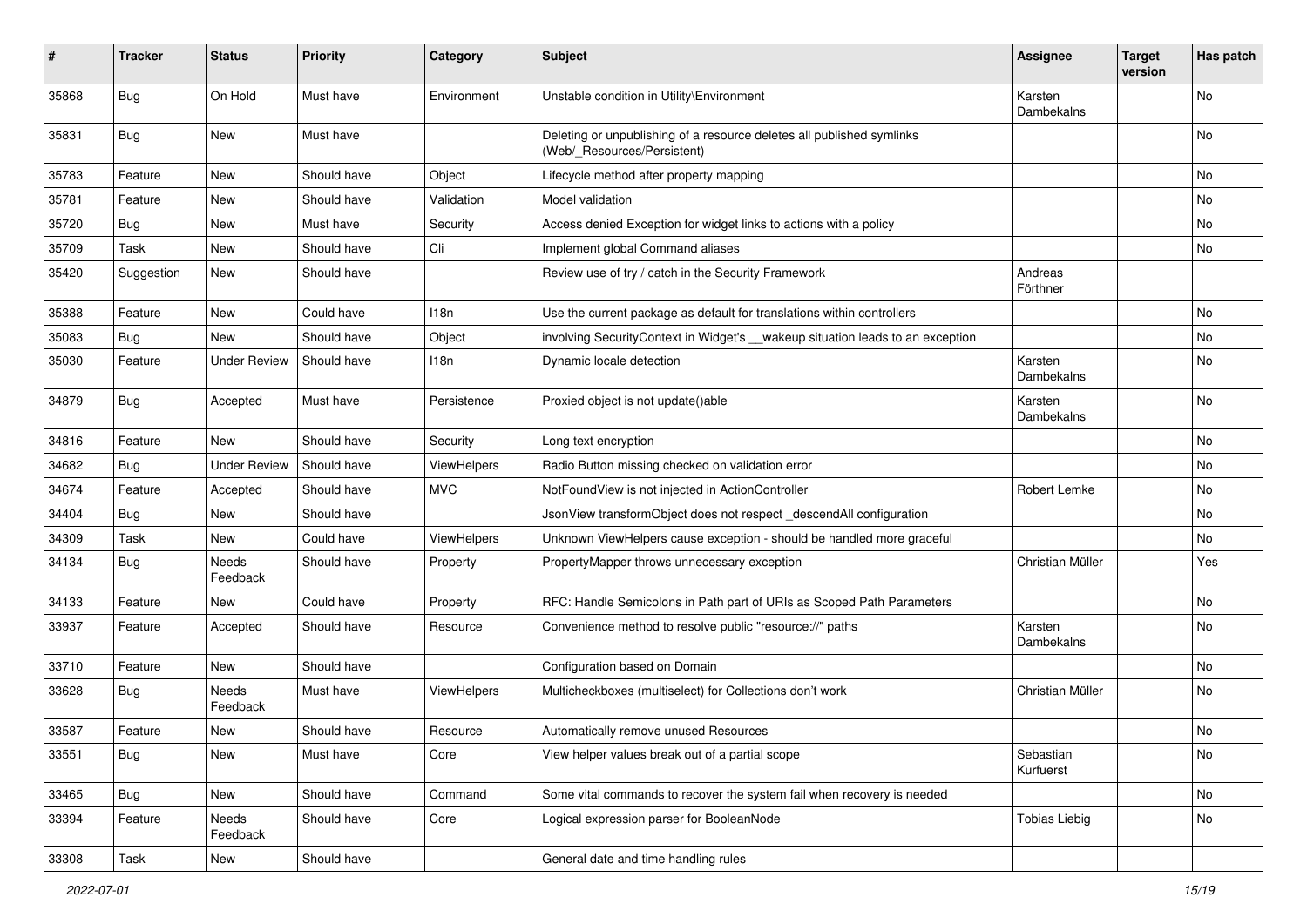| # | Tracker | Status | Priority | Category | Subject | Assignee | Target version | Has patch |
|---|---|---|---|---|---|---|---|---|
| 35868 | Bug | On Hold | Must have | Environment | Unstable condition in Utility\Environment | Karsten Dambekalns | | No |
| 35831 | Bug | New | Must have | | Deleting or unpublishing of a resource deletes all published symlinks (Web/_Resources/Persistent) | | | No |
| 35783 | Feature | New | Should have | Object | Lifecycle method after property mapping | | | No |
| 35781 | Feature | New | Should have | Validation | Model validation | | | No |
| 35720 | Bug | New | Must have | Security | Access denied Exception for widget links to actions with a policy | | | No |
| 35709 | Task | New | Should have | Cli | Implement global Command aliases | | | No |
| 35420 | Suggestion | New | Should have | | Review use of try / catch in the Security Framework | Andreas Förthner | | |
| 35388 | Feature | New | Could have | I18n | Use the current package as default for translations within controllers | | | No |
| 35083 | Bug | New | Should have | Object | involving SecurityContext in Widget's __wakeup situation leads to an exception | | | No |
| 35030 | Feature | Under Review | Should have | I18n | Dynamic locale detection | Karsten Dambekalns | | No |
| 34879 | Bug | Accepted | Must have | Persistence | Proxied object is not update()able | Karsten Dambekalns | | No |
| 34816 | Feature | New | Should have | Security | Long text encryption | | | No |
| 34682 | Bug | Under Review | Should have | ViewHelpers | Radio Button missing checked on validation error | | | No |
| 34674 | Feature | Accepted | Should have | MVC | NotFoundView is not injected in ActionController | Robert Lemke | | No |
| 34404 | Bug | New | Should have | | JsonView transformObject does not respect _descendAll configuration | | | No |
| 34309 | Task | New | Could have | ViewHelpers | Unknown ViewHelpers cause exception - should be handled more graceful | | | No |
| 34134 | Bug | Needs Feedback | Should have | Property | PropertyMapper throws unnecessary exception | Christian Müller | | Yes |
| 34133 | Feature | New | Could have | Property | RFC: Handle Semicolons in Path part of URIs as Scoped Path Parameters | | | No |
| 33937 | Feature | Accepted | Should have | Resource | Convenience method to resolve public "resource://" paths | Karsten Dambekalns | | No |
| 33710 | Feature | New | Should have | | Configuration based on Domain | | | No |
| 33628 | Bug | Needs Feedback | Must have | ViewHelpers | Multicheckboxes (multiselect) for Collections don't work | Christian Müller | | No |
| 33587 | Feature | New | Should have | Resource | Automatically remove unused Resources | | | No |
| 33551 | Bug | New | Must have | Core | View helper values break out of a partial scope | Sebastian Kurfuerst | | No |
| 33465 | Bug | New | Should have | Command | Some vital commands to recover the system fail when recovery is needed | | | No |
| 33394 | Feature | Needs Feedback | Should have | Core | Logical expression parser for BooleanNode | Tobias Liebig | | No |
| 33308 | Task | New | Should have | | General date and time handling rules | | | |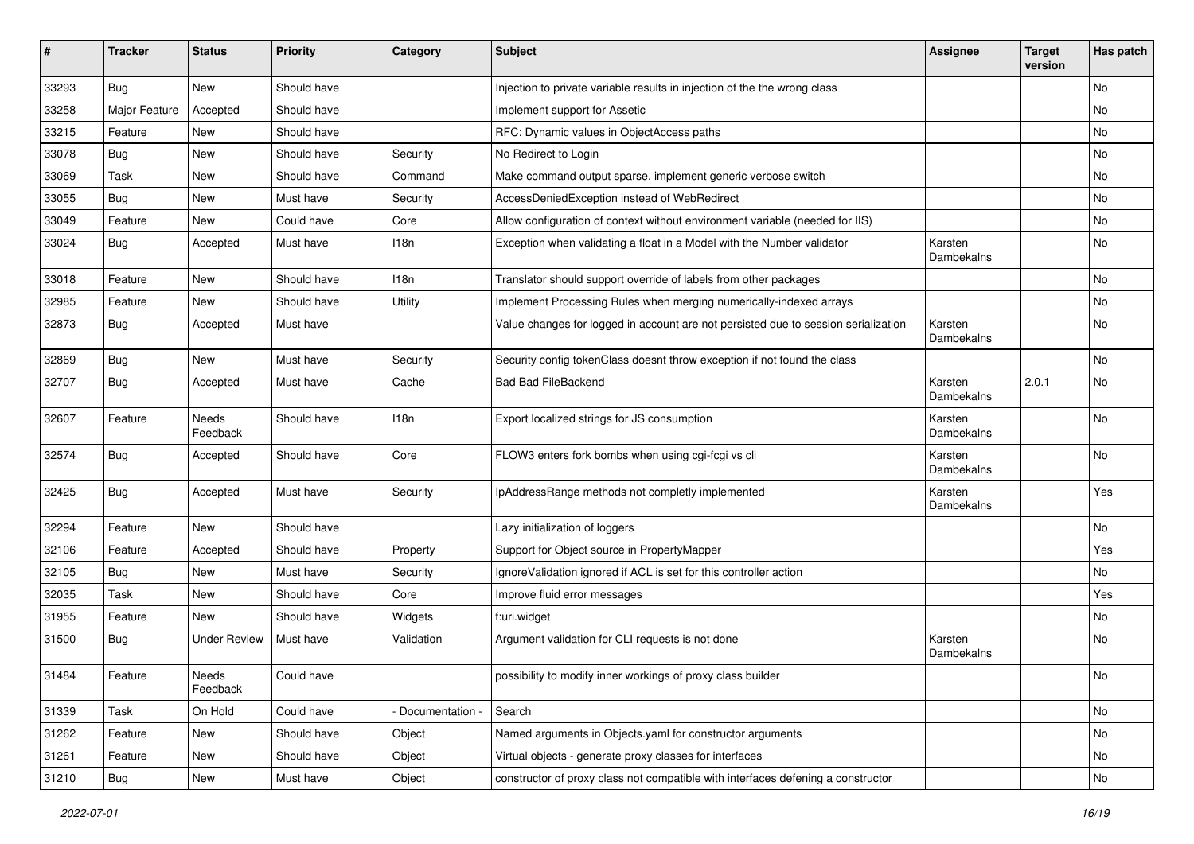| # | Tracker | Status | Priority | Category | Subject | Assignee | Target version | Has patch |
|---|---|---|---|---|---|---|---|---|
| 33293 | Bug | New | Should have | | Injection to private variable results in injection of the the wrong class | | | No |
| 33258 | Major Feature | Accepted | Should have | | Implement support for Assetic | | | No |
| 33215 | Feature | New | Should have | | RFC: Dynamic values in ObjectAccess paths | | | No |
| 33078 | Bug | New | Should have | Security | No Redirect to Login | | | No |
| 33069 | Task | New | Should have | Command | Make command output sparse, implement generic verbose switch | | | No |
| 33055 | Bug | New | Must have | Security | AccessDeniedException instead of WebRedirect | | | No |
| 33049 | Feature | New | Could have | Core | Allow configuration of context without environment variable (needed for IIS) | | | No |
| 33024 | Bug | Accepted | Must have | I18n | Exception when validating a float in a Model with the Number validator | Karsten Dambekalns | | No |
| 33018 | Feature | New | Should have | I18n | Translator should support override of labels from other packages | | | No |
| 32985 | Feature | New | Should have | Utility | Implement Processing Rules when merging numerically-indexed arrays | | | No |
| 32873 | Bug | Accepted | Must have | | Value changes for logged in account are not persisted due to session serialization | Karsten Dambekalns | | No |
| 32869 | Bug | New | Must have | Security | Security config tokenClass doesnt throw exception if not found the class | | | No |
| 32707 | Bug | Accepted | Must have | Cache | Bad Bad FileBackend | Karsten Dambekalns | 2.0.1 | No |
| 32607 | Feature | Needs Feedback | Should have | I18n | Export localized strings for JS consumption | Karsten Dambekalns | | No |
| 32574 | Bug | Accepted | Should have | Core | FLOW3 enters fork bombs when using cgi-fcgi vs cli | Karsten Dambekalns | | No |
| 32425 | Bug | Accepted | Must have | Security | IpAddressRange methods not completly implemented | Karsten Dambekalns | | Yes |
| 32294 | Feature | New | Should have | | Lazy initialization of loggers | | | No |
| 32106 | Feature | Accepted | Should have | Property | Support for Object source in PropertyMapper | | | Yes |
| 32105 | Bug | New | Must have | Security | IgnoreValidation ignored if ACL is set for this controller action | | | No |
| 32035 | Task | New | Should have | Core | Improve fluid error messages | | | Yes |
| 31955 | Feature | New | Should have | Widgets | f:uri.widget | | | No |
| 31500 | Bug | Under Review | Must have | Validation | Argument validation for CLI requests is not done | Karsten Dambekalns | | No |
| 31484 | Feature | Needs Feedback | Could have | | possibility to modify inner workings of proxy class builder | | | No |
| 31339 | Task | On Hold | Could have | - Documentation - | Search | | | No |
| 31262 | Feature | New | Should have | Object | Named arguments in Objects.yaml for constructor arguments | | | No |
| 31261 | Feature | New | Should have | Object | Virtual objects - generate proxy classes for interfaces | | | No |
| 31210 | Bug | New | Must have | Object | constructor of proxy class not compatible with interfaces defening a constructor | | | No |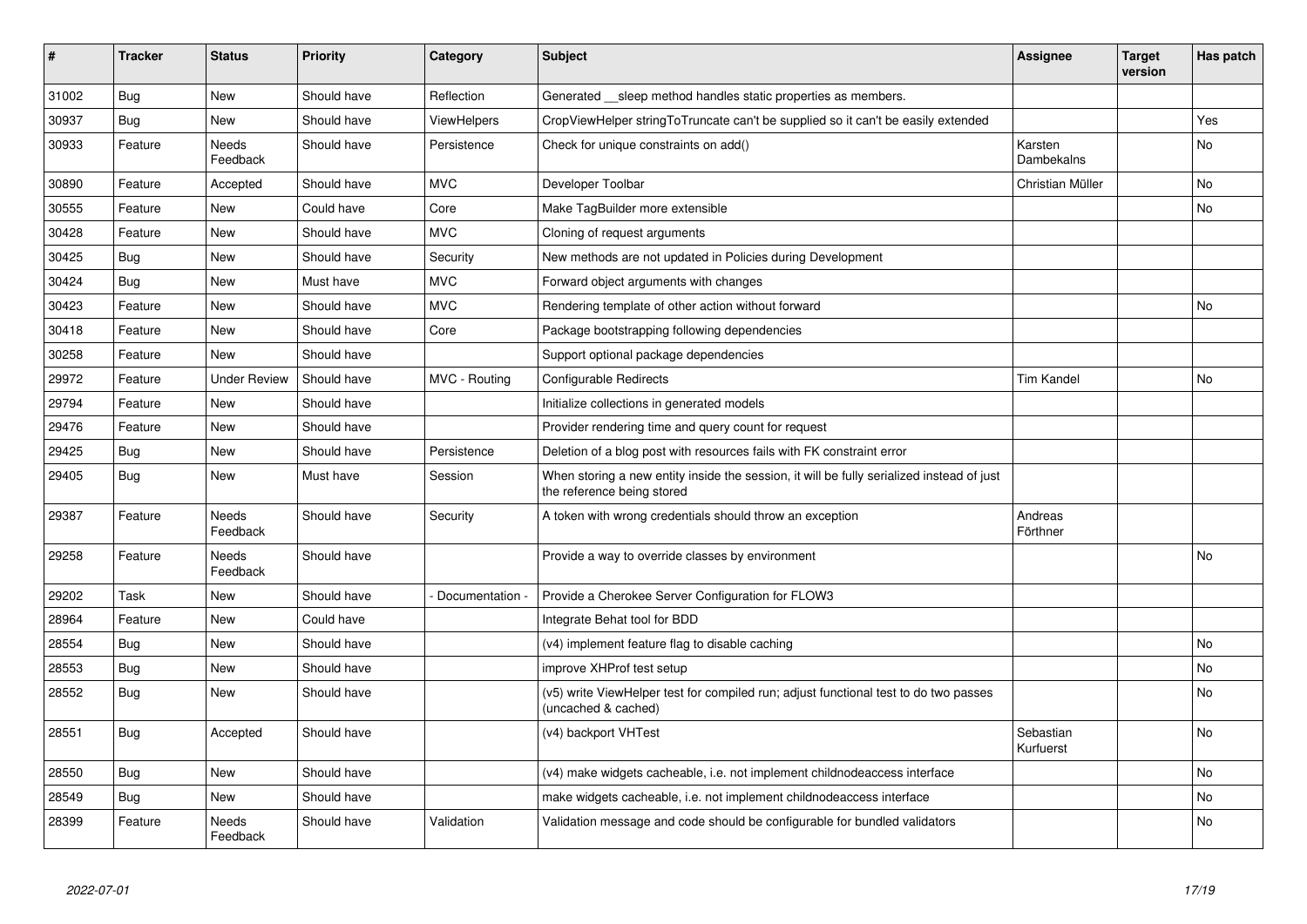| # | Tracker | Status | Priority | Category | Subject | Assignee | Target version | Has patch |
|---|---|---|---|---|---|---|---|---|
| 31002 | Bug | New | Should have | Reflection | Generated __sleep method handles static properties as members. | | | |
| 30937 | Bug | New | Should have | ViewHelpers | CropViewHelper stringToTruncate can't be supplied so it can't be easily extended | | | Yes |
| 30933 | Feature | Needs Feedback | Should have | Persistence | Check for unique constraints on add() | Karsten Dambekalns | | No |
| 30890 | Feature | Accepted | Should have | MVC | Developer Toolbar | Christian Müller | | No |
| 30555 | Feature | New | Could have | Core | Make TagBuilder more extensible | | | No |
| 30428 | Feature | New | Should have | MVC | Cloning of request arguments | | | |
| 30425 | Bug | New | Should have | Security | New methods are not updated in Policies during Development | | | |
| 30424 | Bug | New | Must have | MVC | Forward object arguments with changes | | | |
| 30423 | Feature | New | Should have | MVC | Rendering template of other action without forward | | | No |
| 30418 | Feature | New | Should have | Core | Package bootstrapping following dependencies | | | |
| 30258 | Feature | New | Should have | | Support optional package dependencies | | | |
| 29972 | Feature | Under Review | Should have | MVC - Routing | Configurable Redirects | Tim Kandel | | No |
| 29794 | Feature | New | Should have | | Initialize collections in generated models | | | |
| 29476 | Feature | New | Should have | | Provider rendering time and query count for request | | | |
| 29425 | Bug | New | Should have | Persistence | Deletion of a blog post with resources fails with FK constraint error | | | |
| 29405 | Bug | New | Must have | Session | When storing a new entity inside the session, it will be fully serialized instead of just the reference being stored | | | |
| 29387 | Feature | Needs Feedback | Should have | Security | A token with wrong credentials should throw an exception | Andreas Förthner | | |
| 29258 | Feature | Needs Feedback | Should have | | Provide a way to override classes by environment | | | No |
| 29202 | Task | New | Should have | - Documentation - | Provide a Cherokee Server Configuration for FLOW3 | | | |
| 28964 | Feature | New | Could have | | Integrate Behat tool for BDD | | | |
| 28554 | Bug | New | Should have | | (v4) implement feature flag to disable caching | | | No |
| 28553 | Bug | New | Should have | | improve XHProf test setup | | | No |
| 28552 | Bug | New | Should have | | (v5) write ViewHelper test for compiled run; adjust functional test to do two passes (uncached & cached) | | | No |
| 28551 | Bug | Accepted | Should have | | (v4) backport VHTest | Sebastian Kurfuerst | | No |
| 28550 | Bug | New | Should have | | (v4) make widgets cacheable, i.e. not implement childnodeaccess interface | | | No |
| 28549 | Bug | New | Should have | | make widgets cacheable, i.e. not implement childnodeaccess interface | | | No |
| 28399 | Feature | Needs Feedback | Should have | Validation | Validation message and code should be configurable for bundled validators | | | No |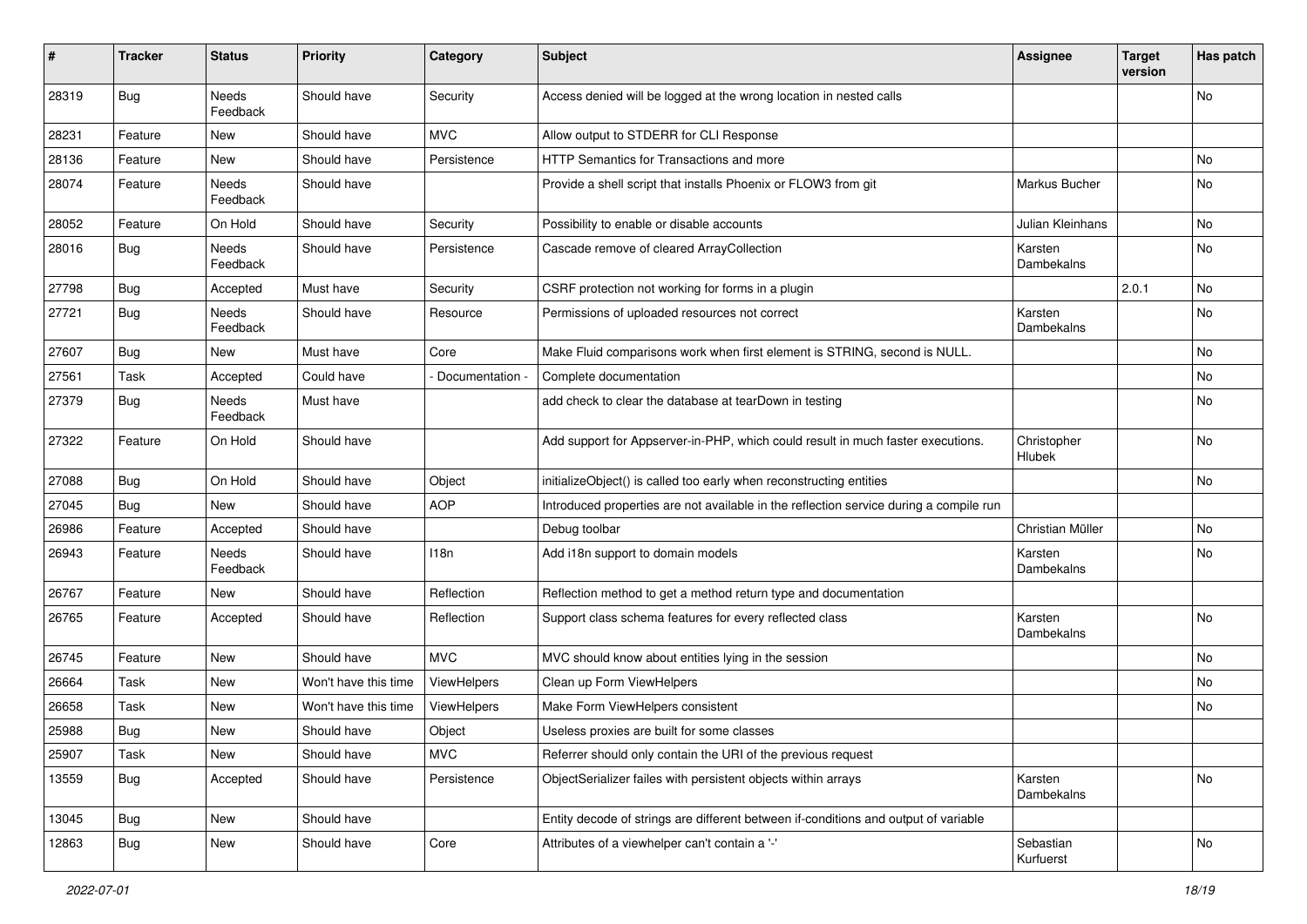| # | Tracker | Status | Priority | Category | Subject | Assignee | Target version | Has patch |
|---|---|---|---|---|---|---|---|---|
| 28319 | Bug | Needs Feedback | Should have | Security | Access denied will be logged at the wrong location in nested calls | | | No |
| 28231 | Feature | New | Should have | MVC | Allow output to STDERR for CLI Response | | | |
| 28136 | Feature | New | Should have | Persistence | HTTP Semantics for Transactions and more | | | No |
| 28074 | Feature | Needs Feedback | Should have | | Provide a shell script that installs Phoenix or FLOW3 from git | Markus Bucher | | No |
| 28052 | Feature | On Hold | Should have | Security | Possibility to enable or disable accounts | Julian Kleinhans | | No |
| 28016 | Bug | Needs Feedback | Should have | Persistence | Cascade remove of cleared ArrayCollection | Karsten Dambekalns | | No |
| 27798 | Bug | Accepted | Must have | Security | CSRF protection not working for forms in a plugin | | 2.0.1 | No |
| 27721 | Bug | Needs Feedback | Should have | Resource | Permissions of uploaded resources not correct | Karsten Dambekalns | | No |
| 27607 | Bug | New | Must have | Core | Make Fluid comparisons work when first element is STRING, second is NULL. | | | No |
| 27561 | Task | Accepted | Could have | - Documentation - | Complete documentation | | | No |
| 27379 | Bug | Needs Feedback | Must have | | add check to clear the database at tearDown in testing | | | No |
| 27322 | Feature | On Hold | Should have | | Add support for Appserver-in-PHP, which could result in much faster executions. | Christopher Hlubek | | No |
| 27088 | Bug | On Hold | Should have | Object | initializeObject() is called too early when reconstructing entities | | | No |
| 27045 | Bug | New | Should have | AOP | Introduced properties are not available in the reflection service during a compile run | | | |
| 26986 | Feature | Accepted | Should have | | Debug toolbar | Christian Müller | | No |
| 26943 | Feature | Needs Feedback | Should have | I18n | Add i18n support to domain models | Karsten Dambekalns | | No |
| 26767 | Feature | New | Should have | Reflection | Reflection method to get a method return type and documentation | | | |
| 26765 | Feature | Accepted | Should have | Reflection | Support class schema features for every reflected class | Karsten Dambekalns | | No |
| 26745 | Feature | New | Should have | MVC | MVC should know about entities lying in the session | | | No |
| 26664 | Task | New | Won't have this time | ViewHelpers | Clean up Form ViewHelpers | | | No |
| 26658 | Task | New | Won't have this time | ViewHelpers | Make Form ViewHelpers consistent | | | No |
| 25988 | Bug | New | Should have | Object | Useless proxies are built for some classes | | | |
| 25907 | Task | New | Should have | MVC | Referrer should only contain the URI of the previous request | | | |
| 13559 | Bug | Accepted | Should have | Persistence | ObjectSerializer failes with persistent objects within arrays | Karsten Dambekalns | | No |
| 13045 | Bug | New | Should have | | Entity decode of strings are different between if-conditions and output of variable | | | |
| 12863 | Bug | New | Should have | Core | Attributes of a viewhelper can't contain a '-' | Sebastian Kurfuerst | | No |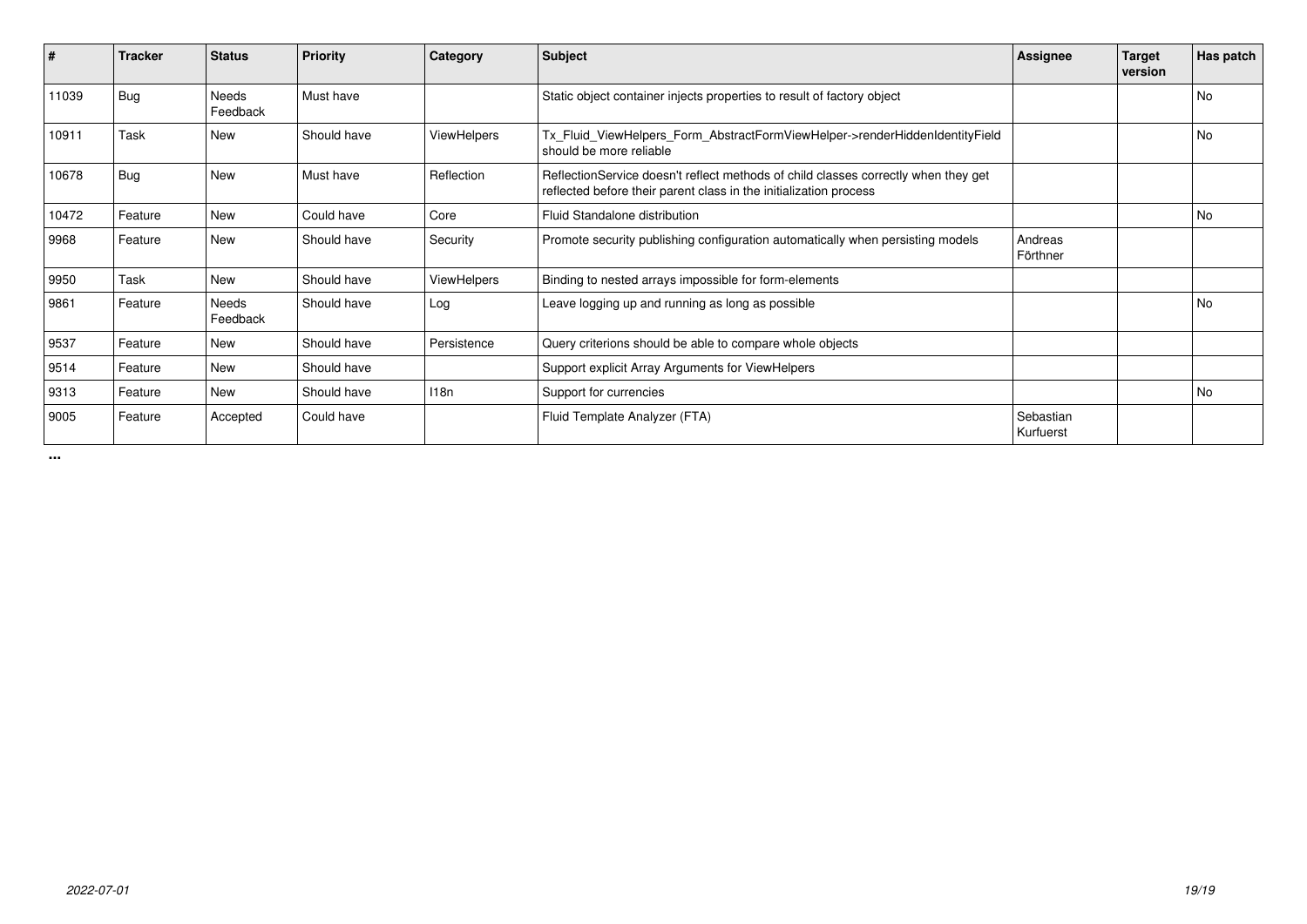| # | Tracker | Status | Priority | Category | Subject | Assignee | Target version | Has patch |
|---|---|---|---|---|---|---|---|---|
| 11039 | Bug | Needs Feedback | Must have | | Static object container injects properties to result of factory object | | | No |
| 10911 | Task | New | Should have | ViewHelpers | Tx_Fluid_ViewHelpers_Form_AbstractFormViewHelper->renderHiddenIdentityField should be more reliable | | | No |
| 10678 | Bug | New | Must have | Reflection | ReflectionService doesn't reflect methods of child classes correctly when they get reflected before their parent class in the initialization process | | | |
| 10472 | Feature | New | Could have | Core | Fluid Standalone distribution | | | No |
| 9968 | Feature | New | Should have | Security | Promote security publishing configuration automatically when persisting models | Andreas Förthner | | |
| 9950 | Task | New | Should have | ViewHelpers | Binding to nested arrays impossible for form-elements | | | |
| 9861 | Feature | Needs Feedback | Should have | Log | Leave logging up and running as long as possible | | | No |
| 9537 | Feature | New | Should have | Persistence | Query criterions should be able to compare whole objects | | | |
| 9514 | Feature | New | Should have | | Support explicit Array Arguments for ViewHelpers | | | |
| 9313 | Feature | New | Should have | I18n | Support for currencies | | | No |
| 9005 | Feature | Accepted | Could have | | Fluid Template Analyzer (FTA) | Sebastian Kurfuerst | | |

...